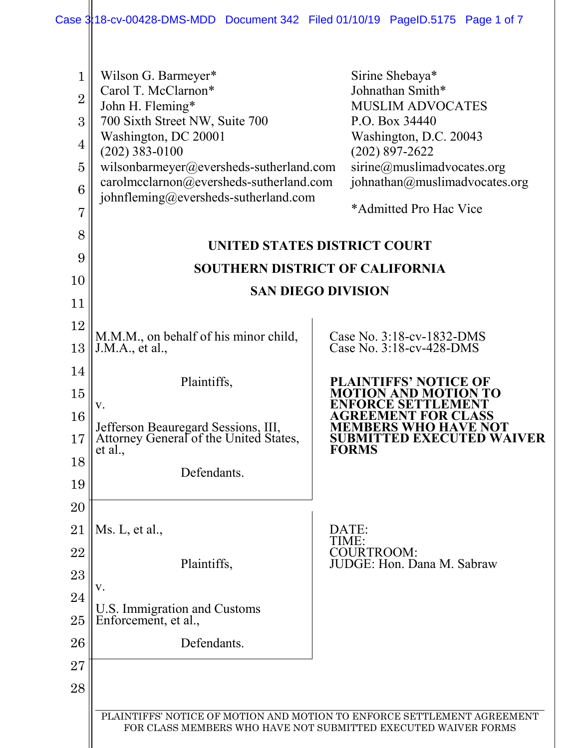Wilson G. Barmeyer*
Carol T. McClarnon*
John H. Fleming*
700 Sixth Street NW, Suite 700
Washington, DC 20001
(202) 383-0100
wilsonbarmeyer@eversheds-sutherland.com
carolmcclarnon@eversheds-sutherland.com
johnfleming@eversheds-sutherland.com

Sirine Shebaya*
Johnathan Smith*
MUSLIM ADVOCATES
P.O. Box 34440
Washington, D.C. 20043
(202) 897-2622
sirine@muslimadvocates.org
johnathan@muslimadvocates.org

*Admitted Pro Hac Vice

**UNITED STATES DISTRICT COURT**

**SOUTHERN DISTRICT OF CALIFORNIA**

**SAN DIEGO DIVISION**

M.M.M., on behalf of his minor child, J.M.A., et al.,

Plaintiffs,

v.

Jefferson Beauregard Sessions, III, Attorney General of the United States, et al.,

Defendants.

Case No. 3:18-cv-1832-DMS
Case No. 3:18-cv-428-DMS

**PLAINTIFFS' NOTICE OF MOTION AND MOTION TO ENFORCE SETTLEMENT AGREEMENT FOR CLASS MEMBERS WHO HAVE NOT SUBMITTED EXECUTED WAIVER FORMS**

Ms. L, et al.,

Plaintiffs,

v.

U.S. Immigration and Customs Enforcement, et al.,

Defendants.

DATE:
TIME:
COURTROOM:
JUDGE: Hon. Dana M. Sabraw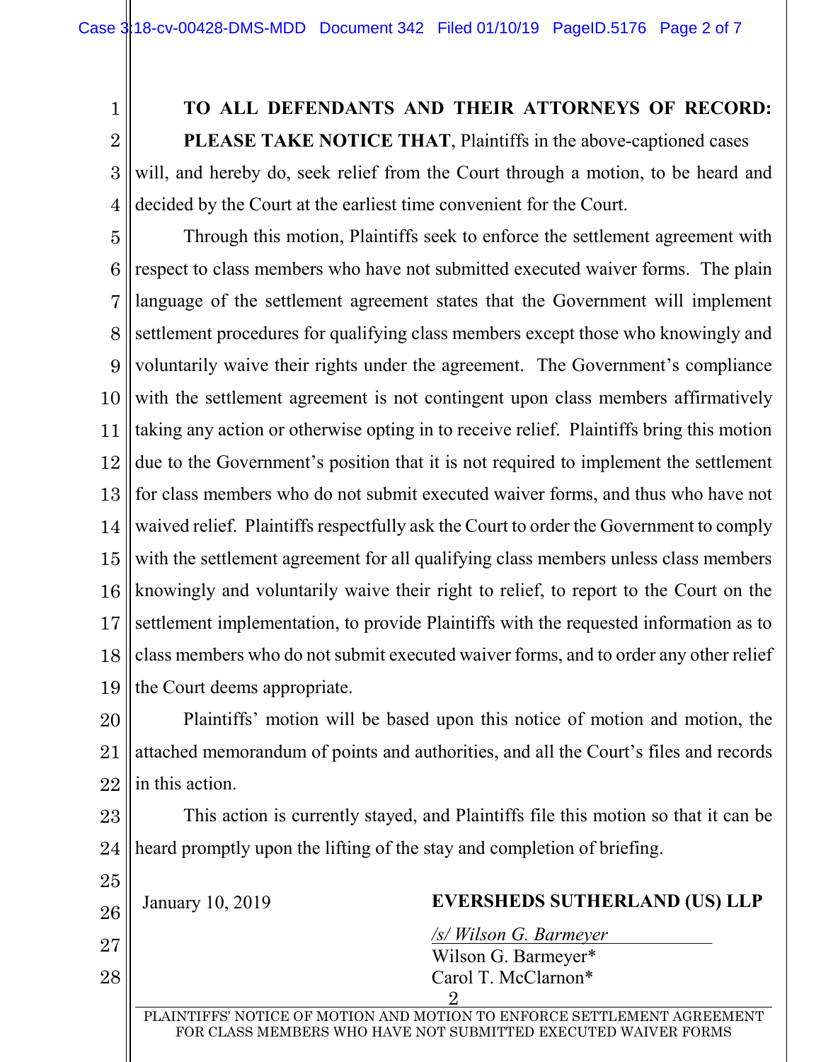**TO ALL DEFENDANTS AND THEIR ATTORNEYS OF RECORD:**

**PLEASE TAKE NOTICE THAT**, Plaintiffs in the above-captioned cases will, and hereby do, seek relief from the Court through a motion, to be heard and decided by the Court at the earliest time convenient for the Court.

Through this motion, Plaintiffs seek to enforce the settlement agreement with respect to class members who have not submitted executed waiver forms. The plain language of the settlement agreement states that the Government will implement settlement procedures for qualifying class members except those who knowingly and voluntarily waive their rights under the agreement. The Government's compliance with the settlement agreement is not contingent upon class members affirmatively taking any action or otherwise opting in to receive relief. Plaintiffs bring this motion due to the Government's position that it is not required to implement the settlement for class members who do not submit executed waiver forms, and thus who have not waived relief. Plaintiffs respectfully ask the Court to order the Government to comply with the settlement agreement for all qualifying class members unless class members knowingly and voluntarily waive their right to relief, to report to the Court on the settlement implementation, to provide Plaintiffs with the requested information as to class members who do not submit executed waiver forms, and to order any other relief the Court deems appropriate.

Plaintiffs' motion will be based upon this notice of motion and motion, the attached memorandum of points and authorities, and all the Court's files and records in this action.

This action is currently stayed, and Plaintiffs file this motion so that it can be heard promptly upon the lifting of the stay and completion of briefing.

January 10, 2019

**EVERSHEDS SUTHERLAND (US) LLP**

*/s/ Wilson G. Barmeyer*
Wilson G. Barmeyer*
Carol T. McClarnon*

PLAINTIFFS' NOTICE OF MOTION AND MOTION TO ENFORCE SETTLEMENT AGREEMENT FOR CLASS MEMBERS WHO HAVE NOT SUBMITTED EXECUTED WAIVER FORMS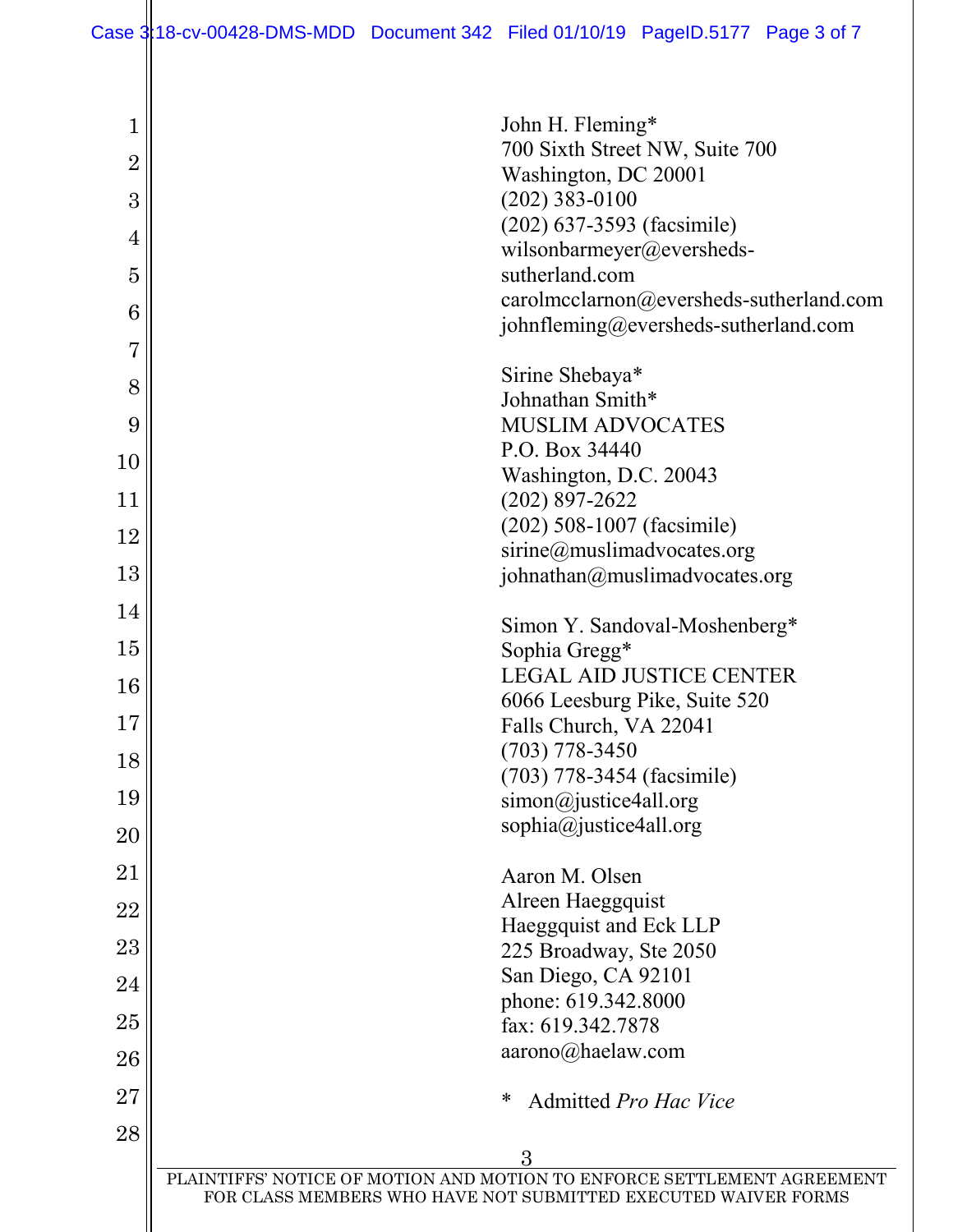John H. Fleming*
700 Sixth Street NW, Suite 700
Washington, DC 20001
(202) 383-0100
(202) 637-3593 (facsimile)
wilsonbarmeyer@eversheds-sutherland.com
carolmcclarnon@eversheds-sutherland.com
johnfleming@eversheds-sutherland.com

Sirine Shebaya*
Johnathan Smith*
MUSLIM ADVOCATES
P.O. Box 34440
Washington, D.C. 20043
(202) 897-2622
(202) 508-1007 (facsimile)
sirine@muslimadvocates.org
johnathan@muslimadvocates.org

Simon Y. Sandoval-Moshenberg*
Sophia Gregg*
LEGAL AID JUSTICE CENTER
6066 Leesburg Pike, Suite 520
Falls Church, VA 22041
(703) 778-3450
(703) 778-3454 (facsimile)
simon@justice4all.org
sophia@justice4all.org

Aaron M. Olsen
Alreen Haeggquist
Haeggquist and Eck LLP
225 Broadway, Ste 2050
San Diego, CA 92101
phone: 619.342.8000
fax: 619.342.7878
aarono@haelaw.com

\* Admitted *Pro Hac Vice*

PLAINTIFFS' NOTICE OF MOTION AND MOTION TO ENFORCE SETTLEMENT AGREEMENT FOR CLASS MEMBERS WHO HAVE NOT SUBMITTED EXECUTED WAIVER FORMS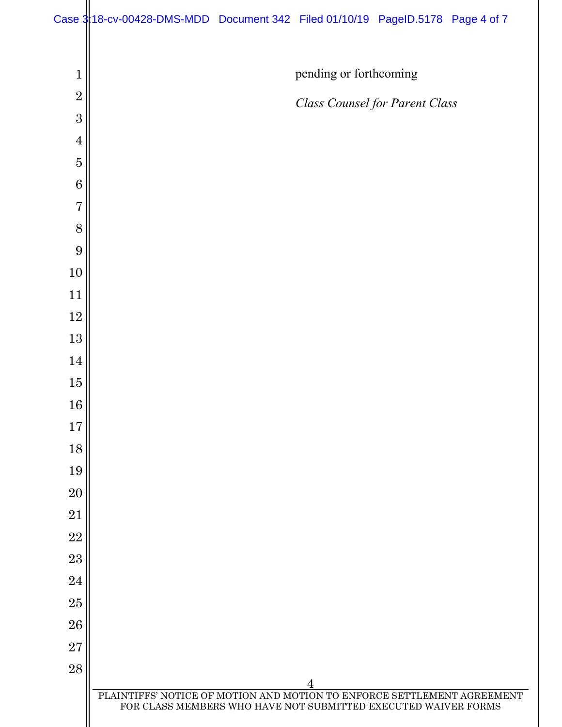pending or forthcoming

*Class Counsel for Parent Class*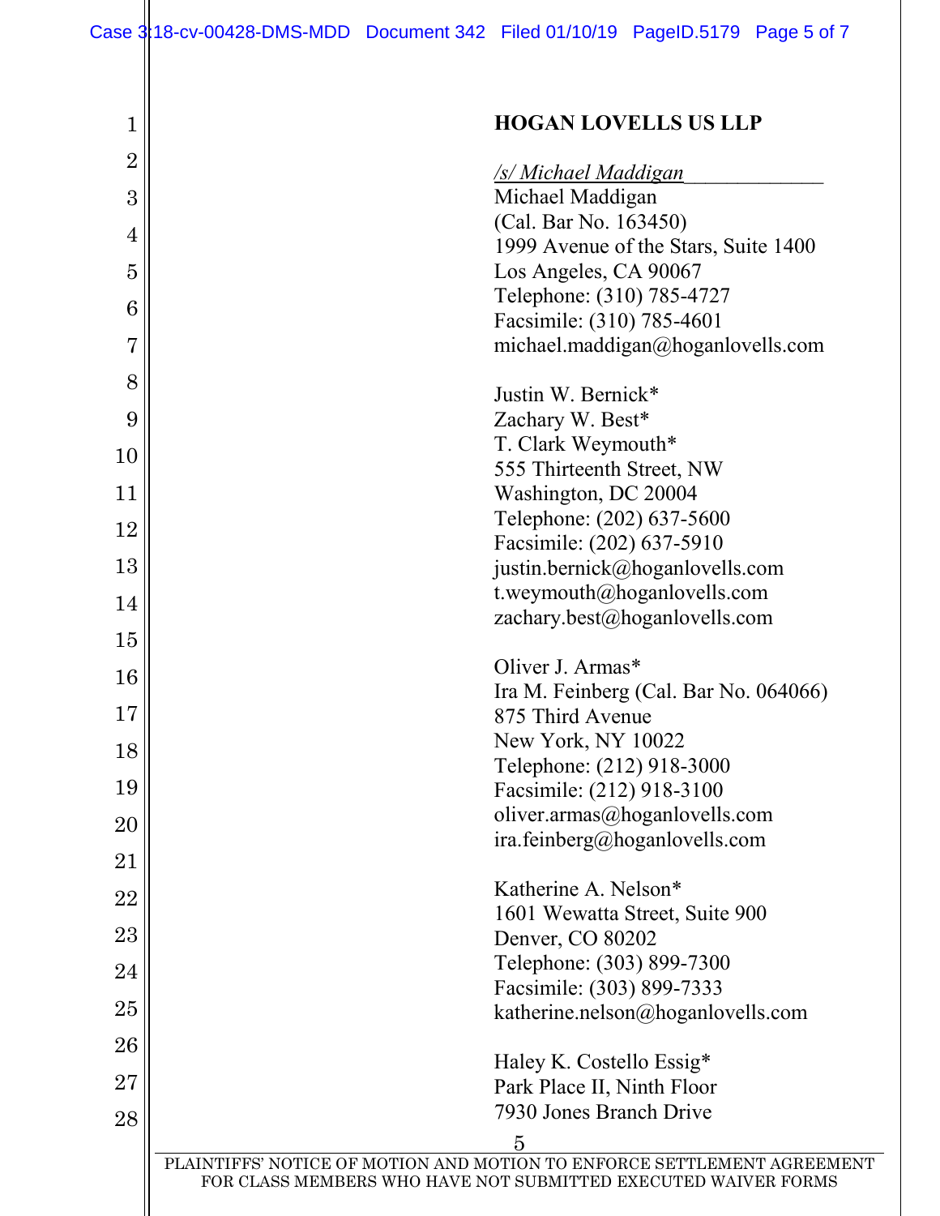**HOGAN LOVELLS US LLP**

*/s/ Michael Maddigan*
Michael Maddigan
(Cal. Bar No. 163450)
1999 Avenue of the Stars, Suite 1400
Los Angeles, CA 90067
Telephone: (310) 785-4727
Facsimile: (310) 785-4601
michael.maddigan@hoganlovells.com

Justin W. Bernick*
Zachary W. Best*
T. Clark Weymouth*
555 Thirteenth Street, NW
Washington, DC 20004
Telephone: (202) 637-5600
Facsimile: (202) 637-5910
justin.bernick@hoganlovells.com
t.weymouth@hoganlovells.com
zachary.best@hoganlovells.com

Oliver J. Armas*
Ira M. Feinberg (Cal. Bar No. 064066)
875 Third Avenue
New York, NY 10022
Telephone: (212) 918-3000
Facsimile: (212) 918-3100
oliver.armas@hoganlovells.com
ira.feinberg@hoganlovells.com

Katherine A. Nelson*
1601 Wewatta Street, Suite 900
Denver, CO 80202
Telephone: (303) 899-7300
Facsimile: (303) 899-7333
katherine.nelson@hoganlovells.com

Haley K. Costello Essig*
Park Place II, Ninth Floor
7930 Jones Branch Drive

PLAINTIFFS' NOTICE OF MOTION AND MOTION TO ENFORCE SETTLEMENT AGREEMENT FOR CLASS MEMBERS WHO HAVE NOT SUBMITTED EXECUTED WAIVER FORMS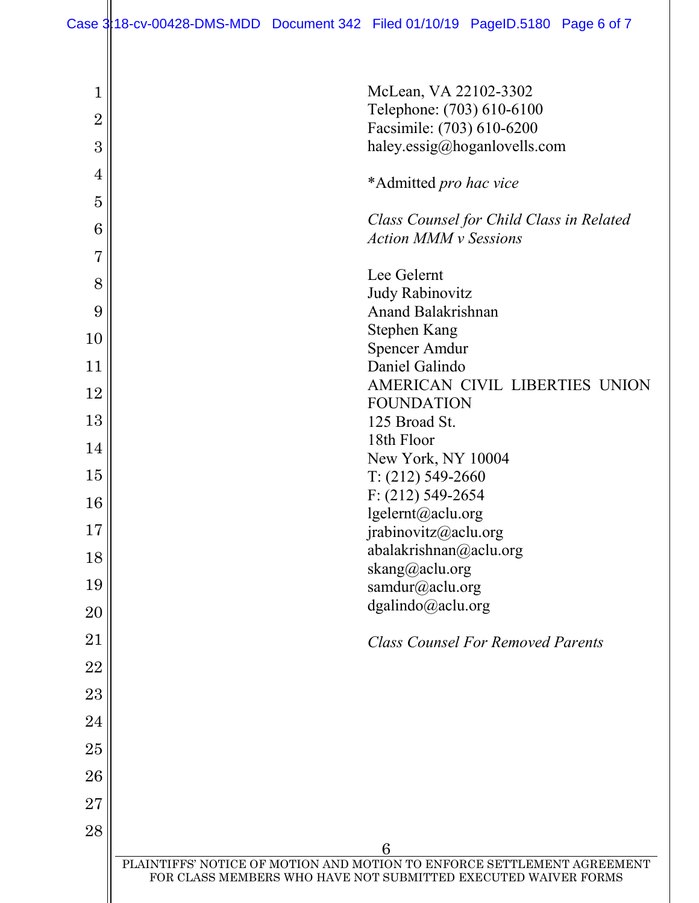McLean, VA 22102-3302
Telephone: (703) 610-6100
Facsimile: (703) 610-6200
haley.essig@hoganlovells.com

*Admitted *pro hac vice*

*Class Counsel for Child Class in Related Action MMM v Sessions*

Lee Gelernt
Judy Rabinovitz
Anand Balakrishnan
Stephen Kang
Spencer Amdur
Daniel Galindo
AMERICAN CIVIL LIBERTIES UNION FOUNDATION
125 Broad St.
18th Floor
New York, NY 10004
T: (212) 549-2660
F: (212) 549-2654
lgelernt@aclu.org
jrabinovitz@aclu.org
abalakrishnan@aclu.org
skang@aclu.org
samdur@aclu.org
dgalindo@aclu.org

*Class Counsel For Removed Parents*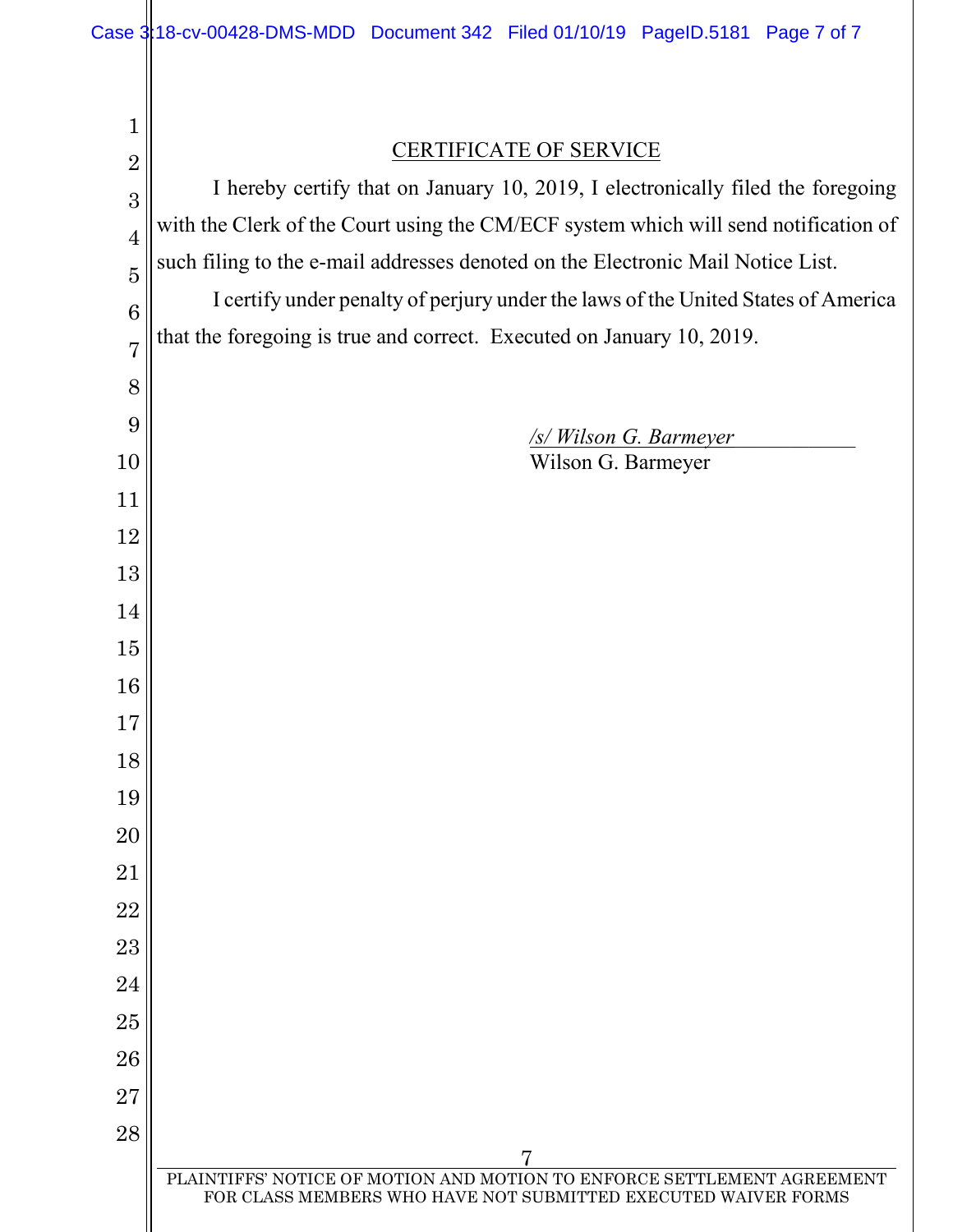## CERTIFICATE OF SERVICE

I hereby certify that on January 10, 2019, I electronically filed the foregoing with the Clerk of the Court using the CM/ECF system which will send notification of such filing to the e-mail addresses denoted on the Electronic Mail Notice List.

I certify under penalty of perjury under the laws of the United States of America that the foregoing is true and correct. Executed on January 10, 2019.

*/s/ Wilson G. Barmeyer*
Wilson G. Barmeyer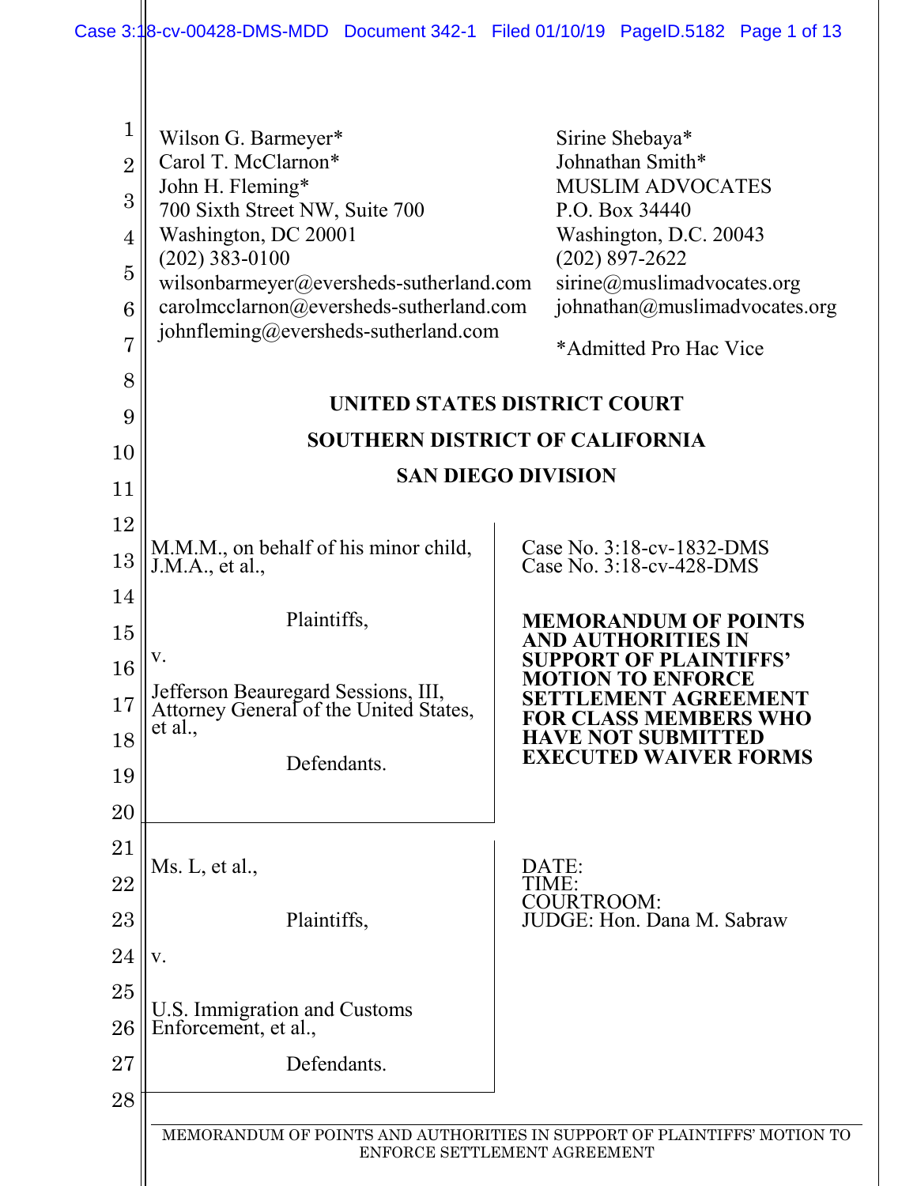Wilson G. Barmeyer*
Carol T. McClarnon*
John H. Fleming*
700 Sixth Street NW, Suite 700
Washington, DC 20001
(202) 383-0100
wilsonbarmeyer@eversheds-sutherland.com
carolmcclarnon@eversheds-sutherland.com
johnfleming@eversheds-sutherland.com

Sirine Shebaya*
Johnathan Smith*
MUSLIM ADVOCATES
P.O. Box 34440
Washington, D.C. 20043
(202) 897-2622
sirine@muslimadvocates.org
johnathan@muslimadvocates.org

*Admitted Pro Hac Vice

**UNITED STATES DISTRICT COURT**

**SOUTHERN DISTRICT OF CALIFORNIA**

**SAN DIEGO DIVISION**

| | |
|---|---|
| M.M.M., on behalf of his minor child, J.M.A., et al.,<br><br>Plaintiffs,<br><br>v.<br><br>Jefferson Beauregard Sessions, III, Attorney General of the United States, et al.,<br><br>Defendants. | Case No. 3:18-cv-1832-DMS<br>Case No. 3:18-cv-428-DMS<br><br>**MEMORANDUM OF POINTS AND AUTHORITIES IN SUPPORT OF PLAINTIFFS' MOTION TO ENFORCE SETTLEMENT AGREEMENT FOR CLASS MEMBERS WHO HAVE NOT SUBMITTED EXECUTED WAIVER FORMS** |
| Ms. L, et al.,<br><br>Plaintiffs,<br><br>v.<br><br>U.S. Immigration and Customs Enforcement, et al.,<br><br>Defendants. | DATE:<br>TIME:<br>COURTROOM:<br>JUDGE: Hon. Dana M. Sabraw |

MEMORANDUM OF POINTS AND AUTHORITIES IN SUPPORT OF PLAINTIFFS' MOTION TO ENFORCE SETTLEMENT AGREEMENT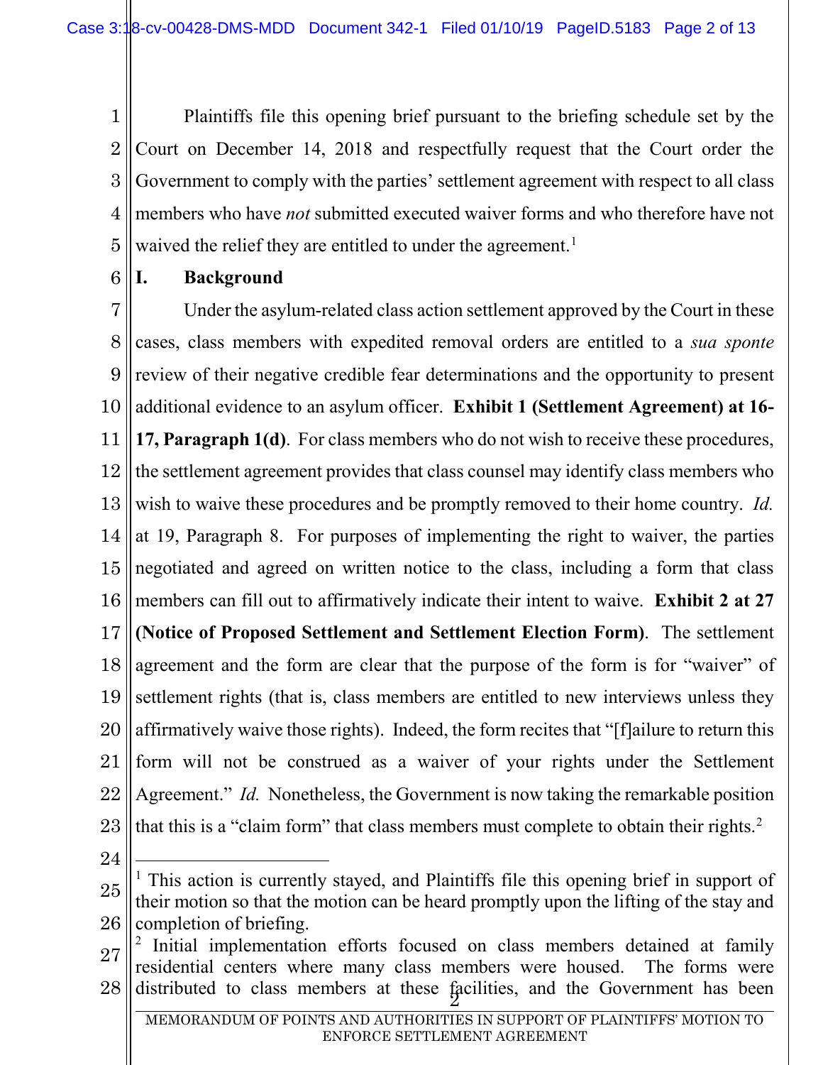Plaintiffs file this opening brief pursuant to the briefing schedule set by the Court on December 14, 2018 and respectfully request that the Court order the Government to comply with the parties' settlement agreement with respect to all class members who have *not* submitted executed waiver forms and who therefore have not waived the relief they are entitled to under the agreement.[1]

## I. Background

Under the asylum-related class action settlement approved by the Court in these cases, class members with expedited removal orders are entitled to a *sua sponte* review of their negative credible fear determinations and the opportunity to present additional evidence to an asylum officer. **Exhibit 1 (Settlement Agreement) at 16-17, Paragraph 1(d)**. For class members who do not wish to receive these procedures, the settlement agreement provides that class counsel may identify class members who wish to waive these procedures and be promptly removed to their home country. *Id.* at 19, Paragraph 8. For purposes of implementing the right to waiver, the parties negotiated and agreed on written notice to the class, including a form that class members can fill out to affirmatively indicate their intent to waive. **Exhibit 2 at 27 (Notice of Proposed Settlement and Settlement Election Form)**. The settlement agreement and the form are clear that the purpose of the form is for "waiver" of settlement rights (that is, class members are entitled to new interviews unless they affirmatively waive those rights). Indeed, the form recites that "[f]ailure to return this form will not be construed as a waiver of your rights under the Settlement Agreement." *Id.* Nonetheless, the Government is now taking the remarkable position that this is a "claim form" that class members must complete to obtain their rights.[2]

---

[1] This action is currently stayed, and Plaintiffs file this opening brief in support of their motion so that the motion can be heard promptly upon the lifting of the stay and completion of briefing.

[2] Initial implementation efforts focused on class members detained at family residential centers where many class members were housed. The forms were distributed to class members at these facilities, and the Government has been

MEMORANDUM OF POINTS AND AUTHORITIES IN SUPPORT OF PLAINTIFFS' MOTION TO ENFORCE SETTLEMENT AGREEMENT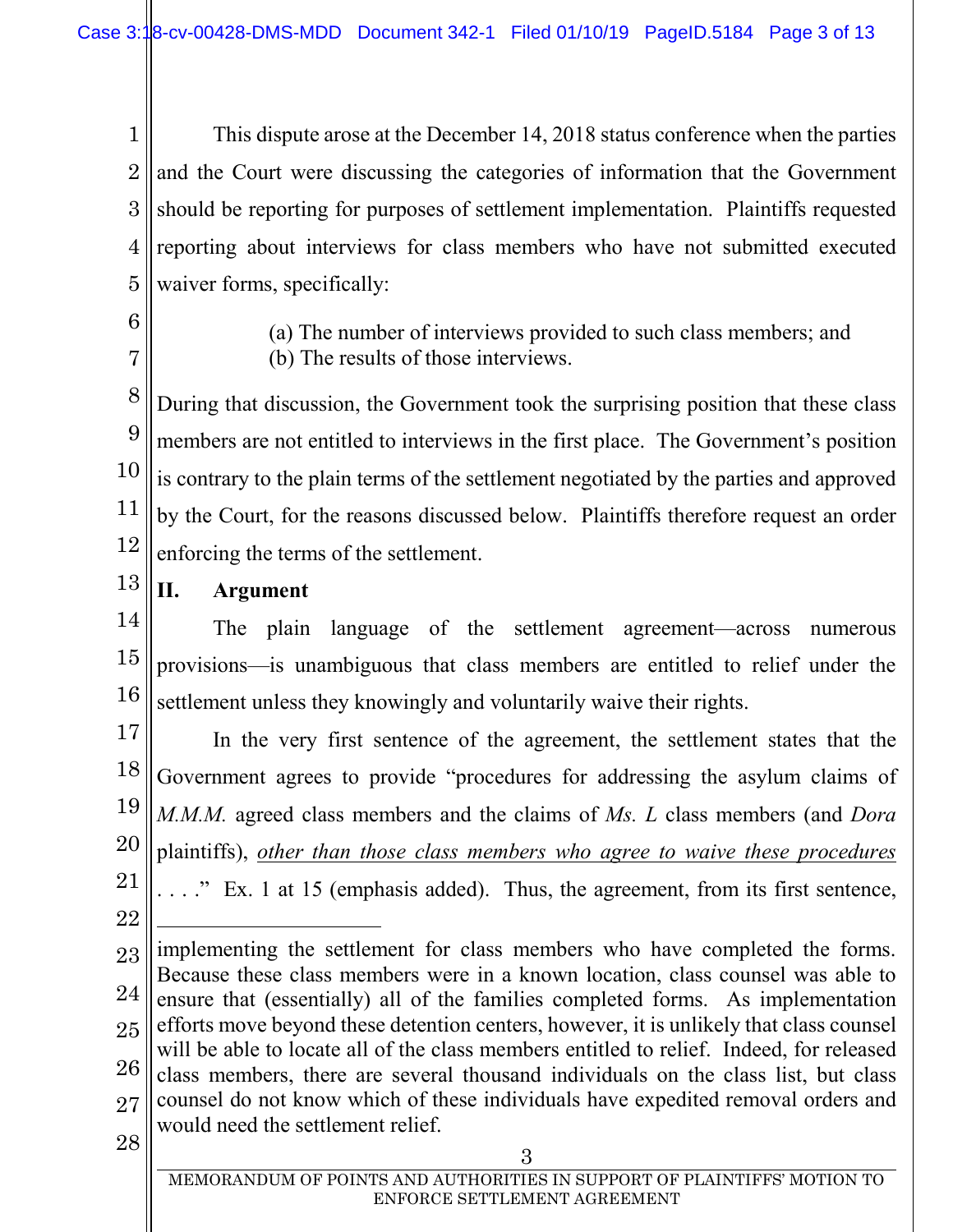This dispute arose at the December 14, 2018 status conference when the parties and the Court were discussing the categories of information that the Government should be reporting for purposes of settlement implementation. Plaintiffs requested reporting about interviews for class members who have not submitted executed waiver forms, specifically:

> (a) The number of interviews provided to such class members; and
> (b) The results of those interviews.

During that discussion, the Government took the surprising position that these class members are not entitled to interviews in the first place. The Government's position is contrary to the plain terms of the settlement negotiated by the parties and approved by the Court, for the reasons discussed below. Plaintiffs therefore request an order enforcing the terms of the settlement.

## II. Argument

The plain language of the settlement agreement—across numerous provisions—is unambiguous that class members are entitled to relief under the settlement unless they knowingly and voluntarily waive their rights.

In the very first sentence of the agreement, the settlement states that the Government agrees to provide "procedures for addressing the asylum claims of *M.M.M.* agreed class members and the claims of *Ms. L* class members (and *Dora* plaintiffs), *other than those class members who agree to waive these procedures* . . . ." Ex. 1 at 15 (emphasis added). Thus, the agreement, from its first sentence,

---

implementing the settlement for class members who have completed the forms. Because these class members were in a known location, class counsel was able to ensure that (essentially) all of the families completed forms. As implementation efforts move beyond these detention centers, however, it is unlikely that class counsel will be able to locate all of the class members entitled to relief. Indeed, for released class members, there are several thousand individuals on the class list, but class counsel do not know which of these individuals have expedited removal orders and would need the settlement relief.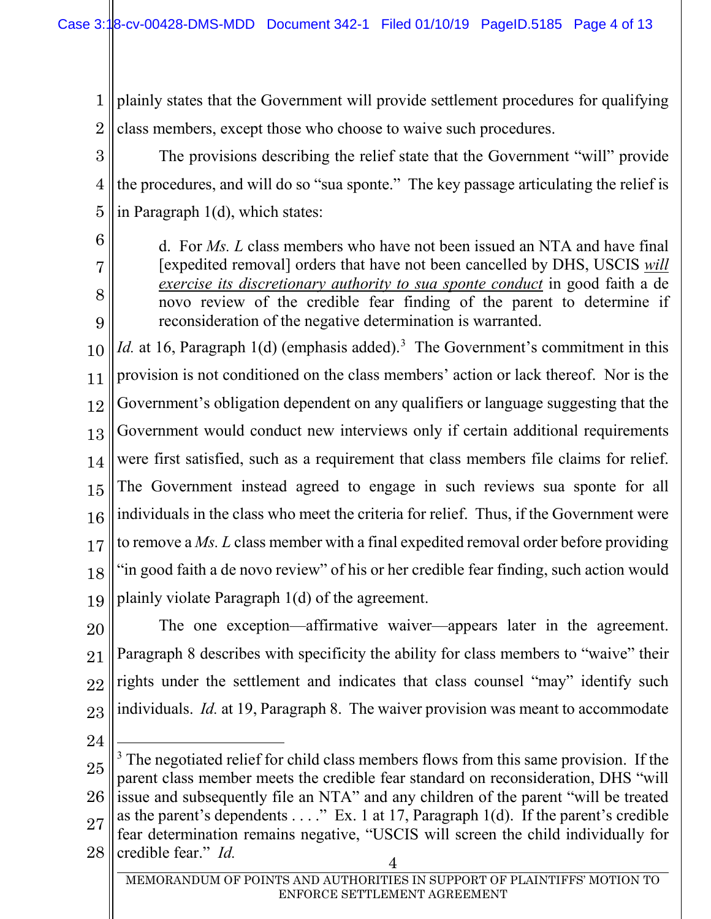plainly states that the Government will provide settlement procedures for qualifying class members, except those who choose to waive such procedures.

The provisions describing the relief state that the Government "will" provide the procedures, and will do so "sua sponte." The key passage articulating the relief is in Paragraph 1(d), which states:

> d. For *Ms. L* class members who have not been issued an NTA and have final [expedited removal] orders that have not been cancelled by DHS, USCIS ***will exercise its discretionary authority to sua sponte conduct*** in good faith a de novo review of the credible fear finding of the parent to determine if reconsideration of the negative determination is warranted.

*Id.* at 16, Paragraph 1(d) (emphasis added).[3] The Government's commitment in this provision is not conditioned on the class members' action or lack thereof. Nor is the Government's obligation dependent on any qualifiers or language suggesting that the Government would conduct new interviews only if certain additional requirements were first satisfied, such as a requirement that class members file claims for relief. The Government instead agreed to engage in such reviews sua sponte for all individuals in the class who meet the criteria for relief. Thus, if the Government were to remove a *Ms. L* class member with a final expedited removal order before providing "in good faith a de novo review" of his or her credible fear finding, such action would plainly violate Paragraph 1(d) of the agreement.

The one exception—affirmative waiver—appears later in the agreement. Paragraph 8 describes with specificity the ability for class members to "waive" their rights under the settlement and indicates that class counsel "may" identify such individuals. *Id.* at 19, Paragraph 8. The waiver provision was meant to accommodate

---

[3] The negotiated relief for child class members flows from this same provision. If the parent class member meets the credible fear standard on reconsideration, DHS "will issue and subsequently file an NTA" and any children of the parent "will be treated as the parent's dependents . . . ." Ex. 1 at 17, Paragraph 1(d). If the parent's credible fear determination remains negative, "USCIS will screen the child individually for credible fear." *Id.*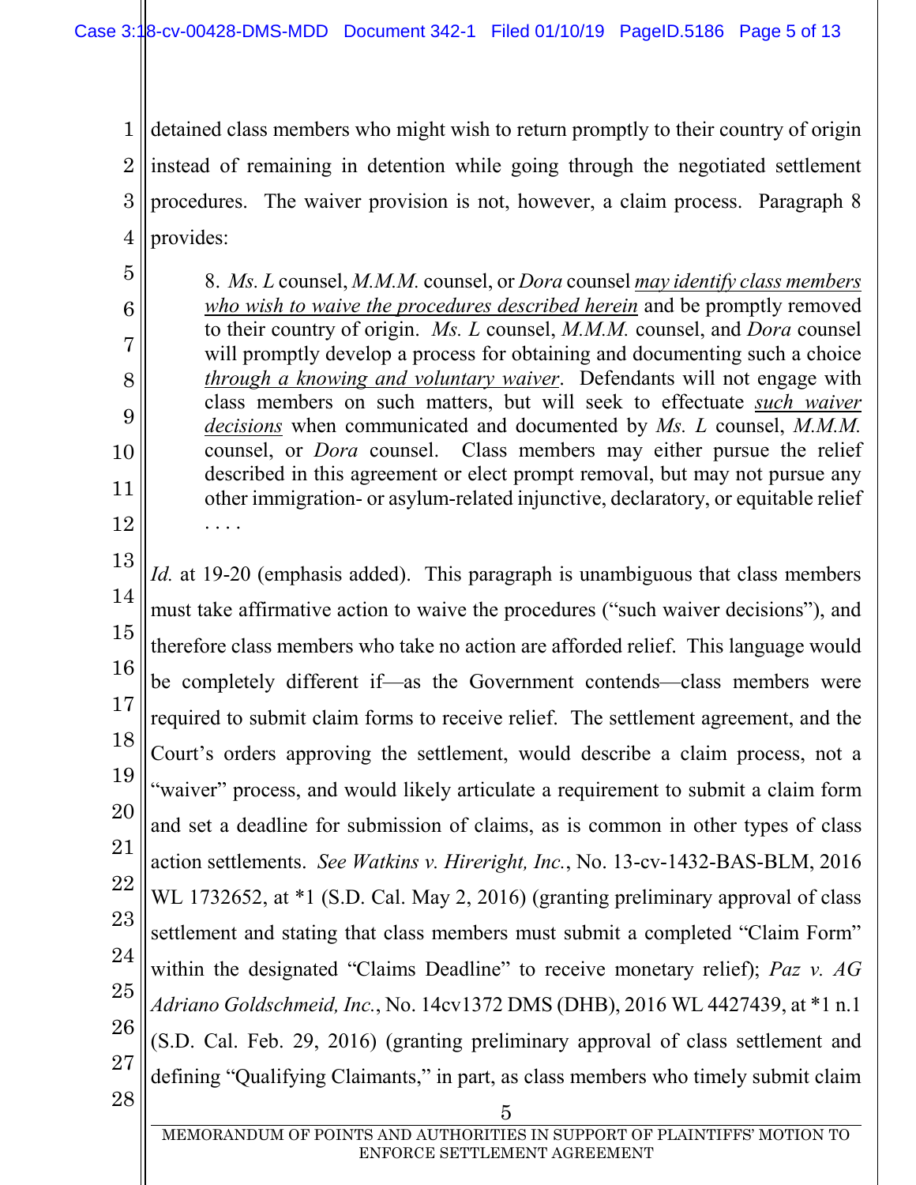detained class members who might wish to return promptly to their country of origin instead of remaining in detention while going through the negotiated settlement procedures. The waiver provision is not, however, a claim process. Paragraph 8 provides:

> 8. *Ms. L* counsel, *M.M.M.* counsel, or *Dora* counsel *may identify class members who wish to waive the procedures described herein* and be promptly removed to their country of origin. *Ms. L* counsel, *M.M.M.* counsel, and *Dora* counsel will promptly develop a process for obtaining and documenting such a choice *through a knowing and voluntary waiver*. Defendants will not engage with class members on such matters, but will seek to effectuate *such waiver decisions* when communicated and documented by *Ms. L* counsel, *M.M.M.* counsel, or *Dora* counsel. Class members may either pursue the relief described in this agreement or elect prompt removal, but may not pursue any other immigration- or asylum-related injunctive, declaratory, or equitable relief . . . .

*Id.* at 19-20 (emphasis added). This paragraph is unambiguous that class members must take affirmative action to waive the procedures ("such waiver decisions"), and therefore class members who take no action are afforded relief. This language would be completely different if—as the Government contends—class members were required to submit claim forms to receive relief. The settlement agreement, and the Court's orders approving the settlement, would describe a claim process, not a "waiver" process, and would likely articulate a requirement to submit a claim form and set a deadline for submission of claims, as is common in other types of class action settlements. *See Watkins v. Hireright, Inc.*, No. 13-cv-1432-BAS-BLM, 2016 WL 1732652, at *1 (S.D. Cal. May 2, 2016) (granting preliminary approval of class settlement and stating that class members must submit a completed "Claim Form" within the designated "Claims Deadline" to receive monetary relief); *Paz v. AG Adriano Goldschmeid, Inc.*, No. 14cv1372 DMS (DHB), 2016 WL 4427439, at *1 n.1 (S.D. Cal. Feb. 29, 2016) (granting preliminary approval of class settlement and defining "Qualifying Claimants," in part, as class members who timely submit claim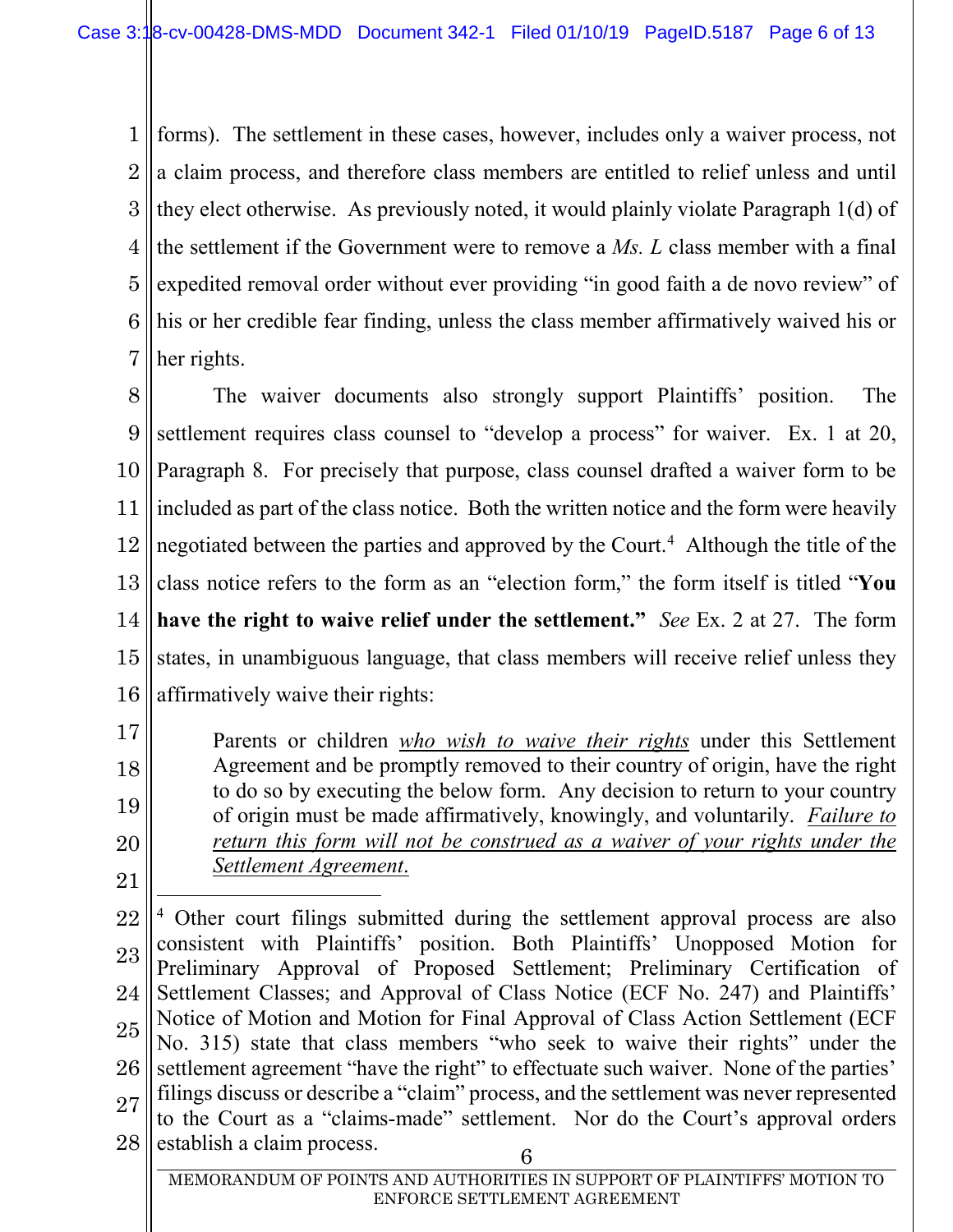forms). The settlement in these cases, however, includes only a waiver process, not a claim process, and therefore class members are entitled to relief unless and until they elect otherwise. As previously noted, it would plainly violate Paragraph 1(d) of the settlement if the Government were to remove a *Ms. L* class member with a final expedited removal order without ever providing "in good faith a de novo review" of his or her credible fear finding, unless the class member affirmatively waived his or her rights.

The waiver documents also strongly support Plaintiffs' position. The settlement requires class counsel to "develop a process" for waiver. Ex. 1 at 20, Paragraph 8. For precisely that purpose, class counsel drafted a waiver form to be included as part of the class notice. Both the written notice and the form were heavily negotiated between the parties and approved by the Court.[4] Although the title of the class notice refers to the form as an "election form," the form itself is titled "**You have the right to waive relief under the settlement.**" *See* Ex. 2 at 27. The form states, in unambiguous language, that class members will receive relief unless they affirmatively waive their rights:

> Parents or children *who wish to waive their rights* under this Settlement Agreement and be promptly removed to their country of origin, have the right to do so by executing the below form. Any decision to return to your country of origin must be made affirmatively, knowingly, and voluntarily. *Failure to return this form will not be construed as a waiver of your rights under the Settlement Agreement.*

[4] Other court filings submitted during the settlement approval process are also consistent with Plaintiffs' position. Both Plaintiffs' Unopposed Motion for Preliminary Approval of Proposed Settlement; Preliminary Certification of Settlement Classes; and Approval of Class Notice (ECF No. 247) and Plaintiffs' Notice of Motion and Motion for Final Approval of Class Action Settlement (ECF No. 315) state that class members "who seek to waive their rights" under the settlement agreement "have the right" to effectuate such waiver. None of the parties' filings discuss or describe a "claim" process, and the settlement was never represented to the Court as a "claims-made" settlement. Nor do the Court's approval orders establish a claim process.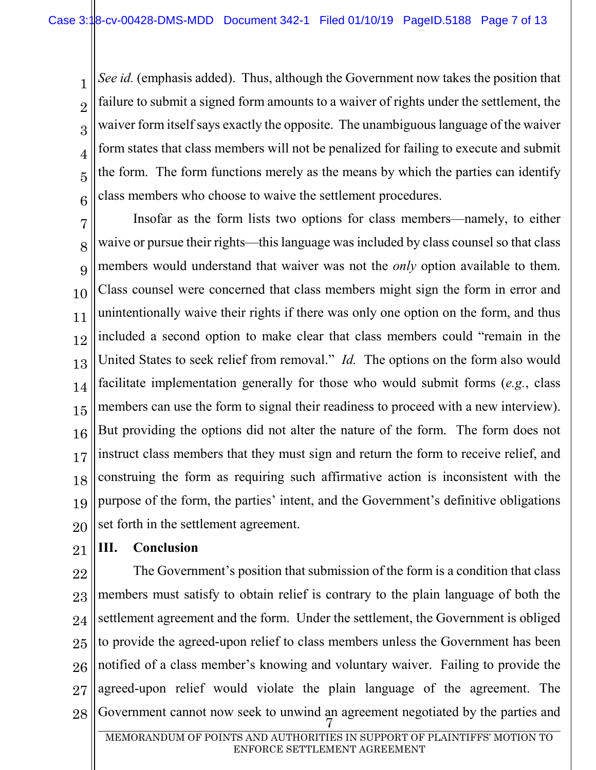*See id.* (emphasis added). Thus, although the Government now takes the position that failure to submit a signed form amounts to a waiver of rights under the settlement, the waiver form itself says exactly the opposite. The unambiguous language of the waiver form states that class members will not be penalized for failing to execute and submit the form. The form functions merely as the means by which the parties can identify class members who choose to waive the settlement procedures.

Insofar as the form lists two options for class members—namely, to either waive or pursue their rights—this language was included by class counsel so that class members would understand that waiver was not the *only* option available to them. Class counsel were concerned that class members might sign the form in error and unintentionally waive their rights if there was only one option on the form, and thus included a second option to make clear that class members could "remain in the United States to seek relief from removal." *Id.* The options on the form also would facilitate implementation generally for those who would submit forms (*e.g.*, class members can use the form to signal their readiness to proceed with a new interview). But providing the options did not alter the nature of the form. The form does not instruct class members that they must sign and return the form to receive relief, and construing the form as requiring such affirmative action is inconsistent with the purpose of the form, the parties' intent, and the Government's definitive obligations set forth in the settlement agreement.

## III. Conclusion

The Government's position that submission of the form is a condition that class members must satisfy to obtain relief is contrary to the plain language of both the settlement agreement and the form. Under the settlement, the Government is obliged to provide the agreed-upon relief to class members unless the Government has been notified of a class member's knowing and voluntary waiver. Failing to provide the agreed-upon relief would violate the plain language of the agreement. The Government cannot now seek to unwind an agreement negotiated by the parties and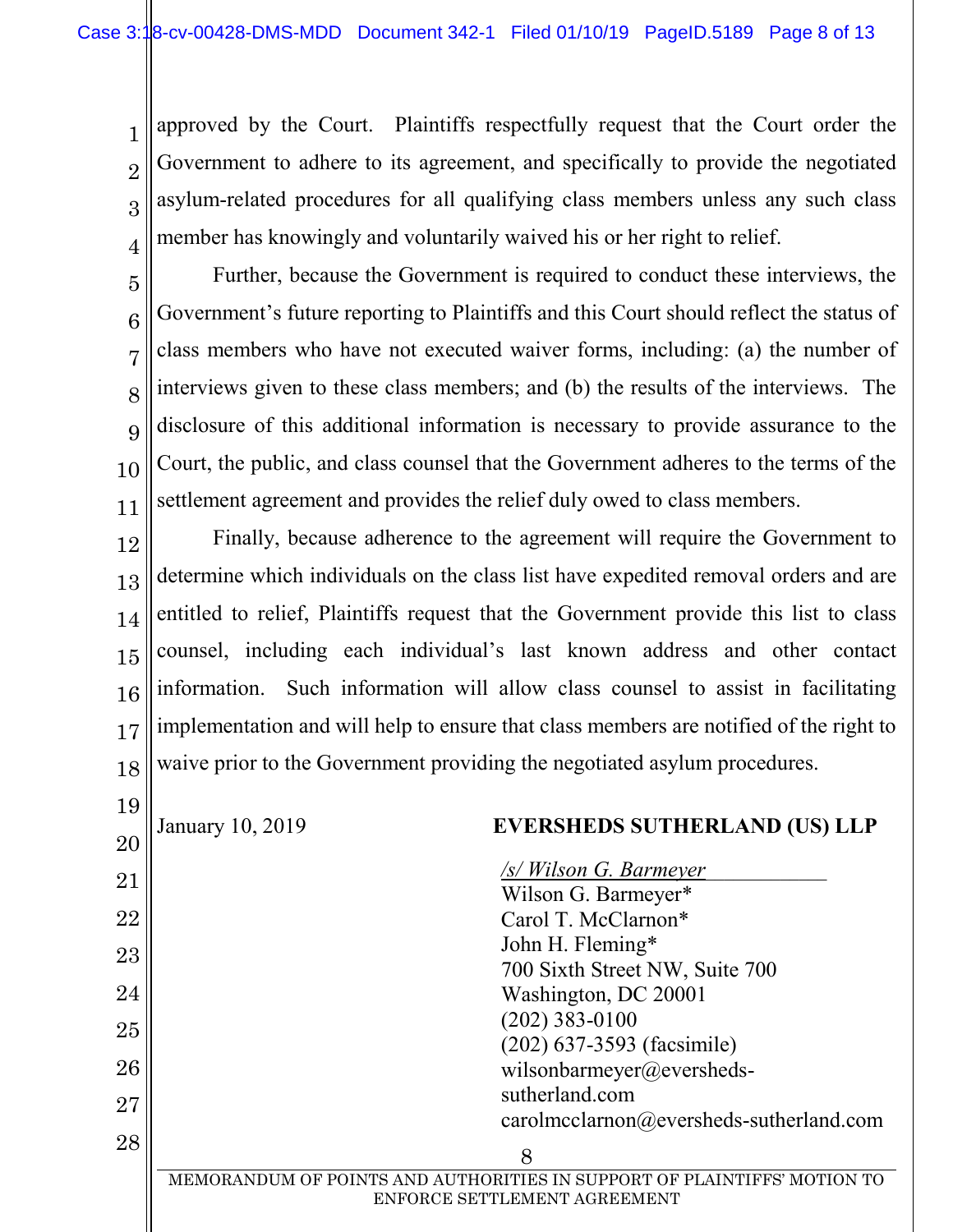approved by the Court. Plaintiffs respectfully request that the Court order the Government to adhere to its agreement, and specifically to provide the negotiated asylum-related procedures for all qualifying class members unless any such class member has knowingly and voluntarily waived his or her right to relief.

Further, because the Government is required to conduct these interviews, the Government's future reporting to Plaintiffs and this Court should reflect the status of class members who have not executed waiver forms, including: (a) the number of interviews given to these class members; and (b) the results of the interviews. The disclosure of this additional information is necessary to provide assurance to the Court, the public, and class counsel that the Government adheres to the terms of the settlement agreement and provides the relief duly owed to class members.

Finally, because adherence to the agreement will require the Government to determine which individuals on the class list have expedited removal orders and are entitled to relief, Plaintiffs request that the Government provide this list to class counsel, including each individual's last known address and other contact information. Such information will allow class counsel to assist in facilitating implementation and will help to ensure that class members are notified of the right to waive prior to the Government providing the negotiated asylum procedures.

January 10, 2019

**EVERSHEDS SUTHERLAND (US) LLP**

*/s/ Wilson G. Barmeyer*
Wilson G. Barmeyer*
Carol T. McClarnon*
John H. Fleming*
700 Sixth Street NW, Suite 700
Washington, DC 20001
(202) 383-0100
(202) 637-3593 (facsimile)
wilsonbarmeyer@eversheds-sutherland.com
carolmcclarnon@eversheds-sutherland.com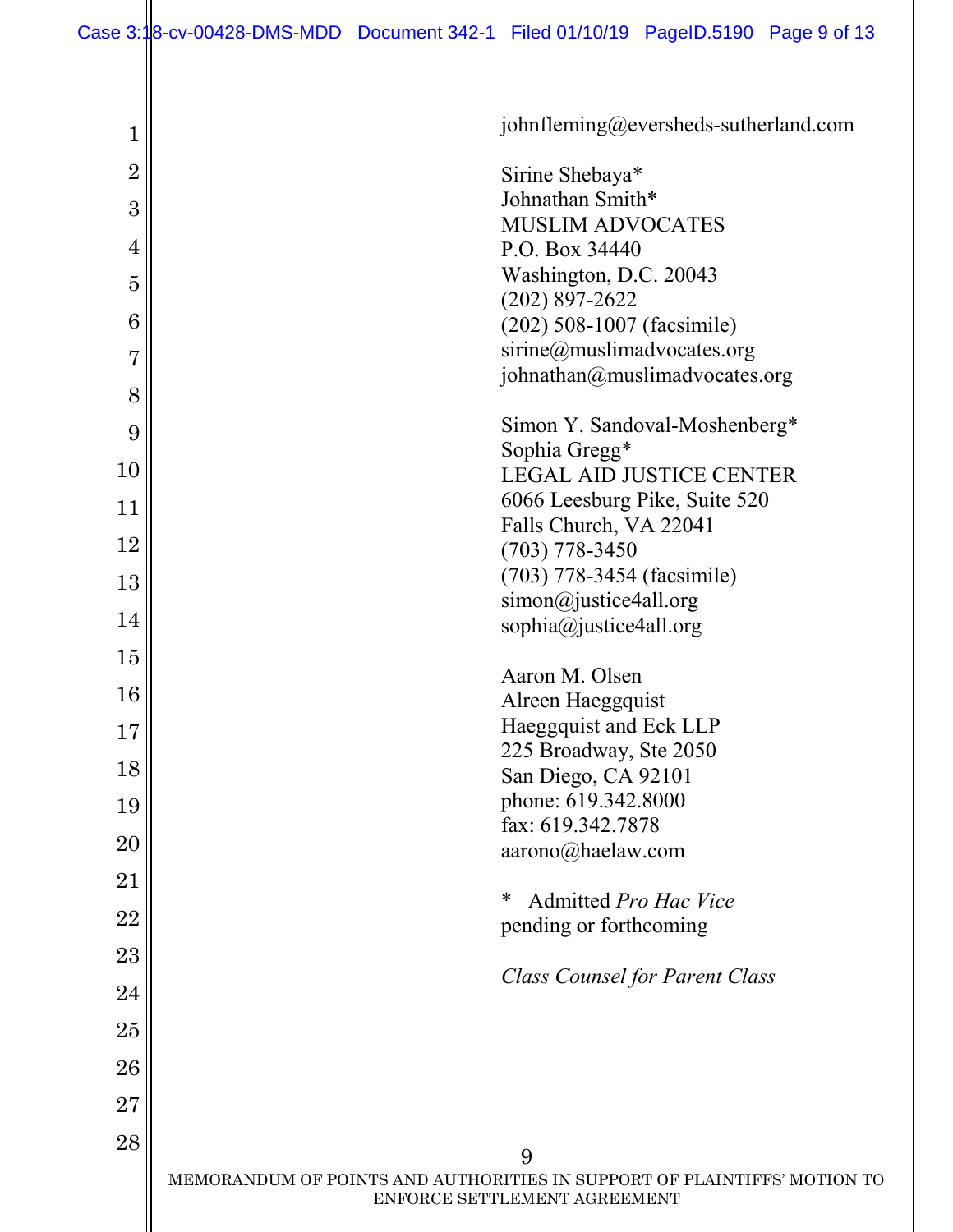johnfleming@eversheds-sutherland.com

Sirine Shebaya*
Johnathan Smith*
MUSLIM ADVOCATES
P.O. Box 34440
Washington, D.C. 20043
(202) 897-2622
(202) 508-1007 (facsimile)
sirine@muslimadvocates.org
johnathan@muslimadvocates.org

Simon Y. Sandoval-Moshenberg*
Sophia Gregg*
LEGAL AID JUSTICE CENTER
6066 Leesburg Pike, Suite 520
Falls Church, VA 22041
(703) 778-3450
(703) 778-3454 (facsimile)
simon@justice4all.org
sophia@justice4all.org

Aaron M. Olsen
Alreen Haeggquist
Haeggquist and Eck LLP
225 Broadway, Ste 2050
San Diego, CA 92101
phone: 619.342.8000
fax: 619.342.7878
aarono@haelaw.com

\* Admitted *Pro Hac Vice* pending or forthcoming

*Class Counsel for Parent Class*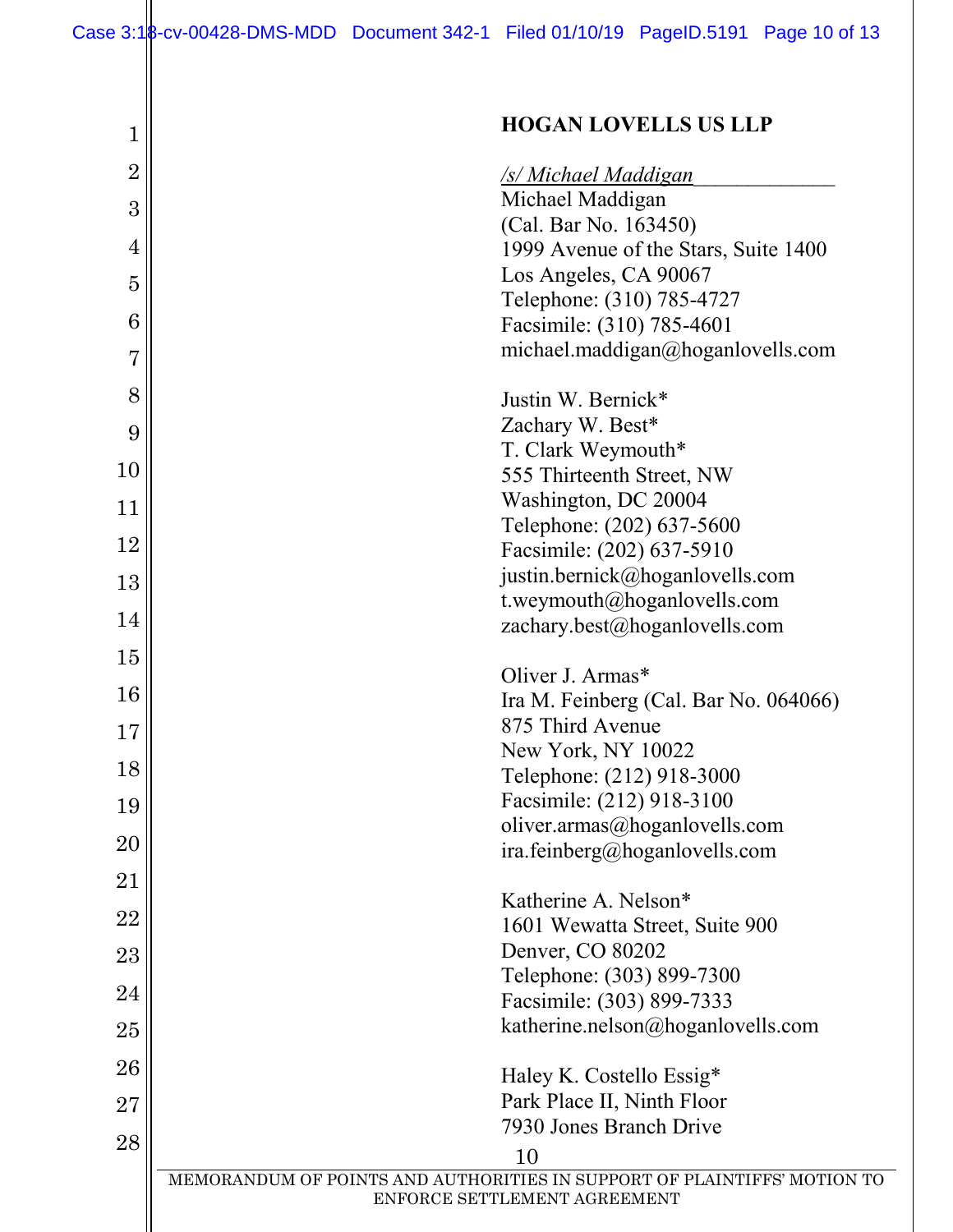**HOGAN LOVELLS US LLP**

*/s/ Michael Maddigan*

Michael Maddigan
(Cal. Bar No. 163450)
1999 Avenue of the Stars, Suite 1400
Los Angeles, CA 90067
Telephone: (310) 785-4727
Facsimile: (310) 785-4601
michael.maddigan@hoganlovells.com

Justin W. Bernick*
Zachary W. Best*
T. Clark Weymouth*
555 Thirteenth Street, NW
Washington, DC 20004
Telephone: (202) 637-5600
Facsimile: (202) 637-5910
justin.bernick@hoganlovells.com
t.weymouth@hoganlovells.com
zachary.best@hoganlovells.com

Oliver J. Armas*
Ira M. Feinberg (Cal. Bar No. 064066)
875 Third Avenue
New York, NY 10022
Telephone: (212) 918-3000
Facsimile: (212) 918-3100
oliver.armas@hoganlovells.com
ira.feinberg@hoganlovells.com

Katherine A. Nelson*
1601 Wewatta Street, Suite 900
Denver, CO 80202
Telephone: (303) 899-7300
Facsimile: (303) 899-7333
katherine.nelson@hoganlovells.com

Haley K. Costello Essig*
Park Place II, Ninth Floor
7930 Jones Branch Drive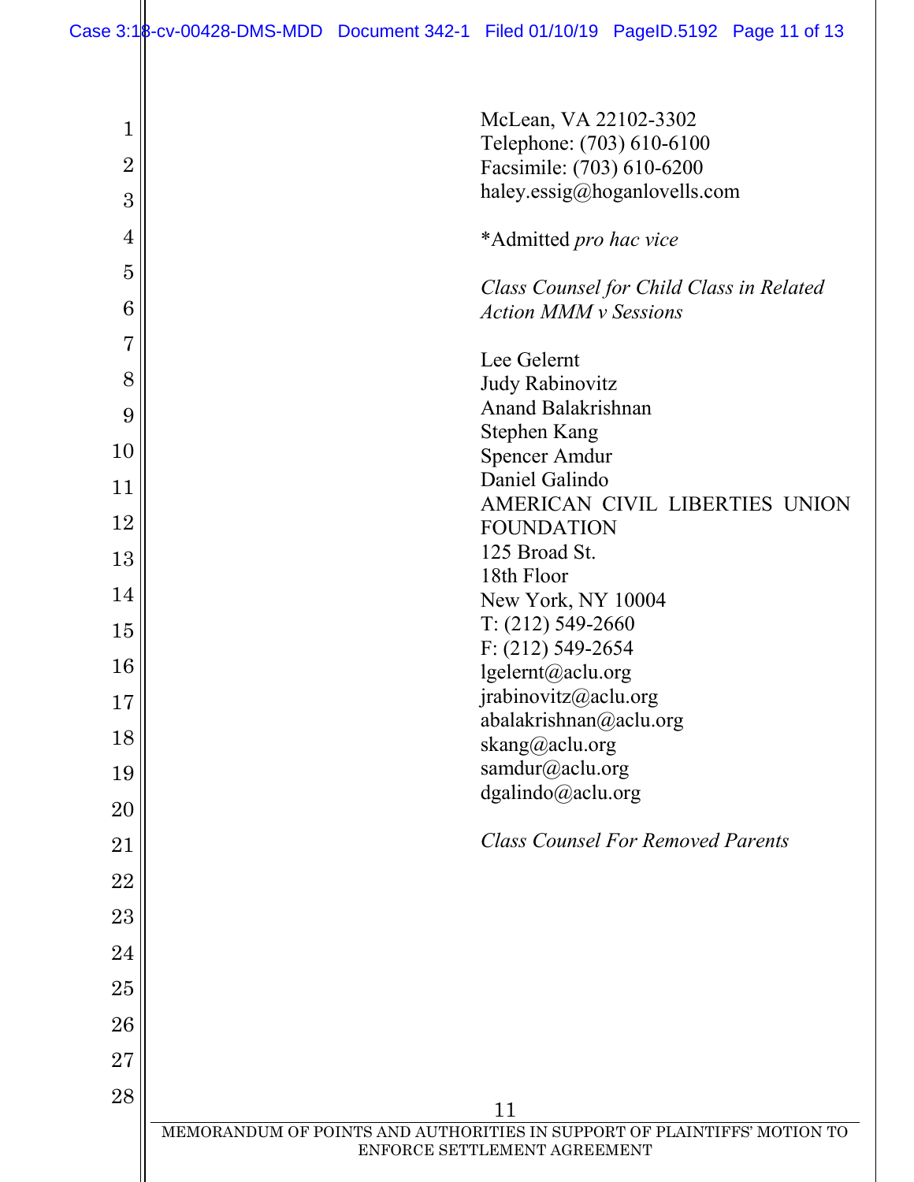McLean, VA 22102-3302
Telephone: (703) 610-6100
Facsimile: (703) 610-6200
haley.essig@hoganlovells.com

*Admitted *pro hac vice*

*Class Counsel for Child Class in Related Action MMM v Sessions*

Lee Gelernt
Judy Rabinovitz
Anand Balakrishnan
Stephen Kang
Spencer Amdur
Daniel Galindo
AMERICAN CIVIL LIBERTIES UNION FOUNDATION
125 Broad St.
18th Floor
New York, NY 10004
T: (212) 549-2660
F: (212) 549-2654
lgelernt@aclu.org
jrabinovitz@aclu.org
abalakrishnan@aclu.org
skang@aclu.org
samdur@aclu.org
dgalindo@aclu.org

*Class Counsel For Removed Parents*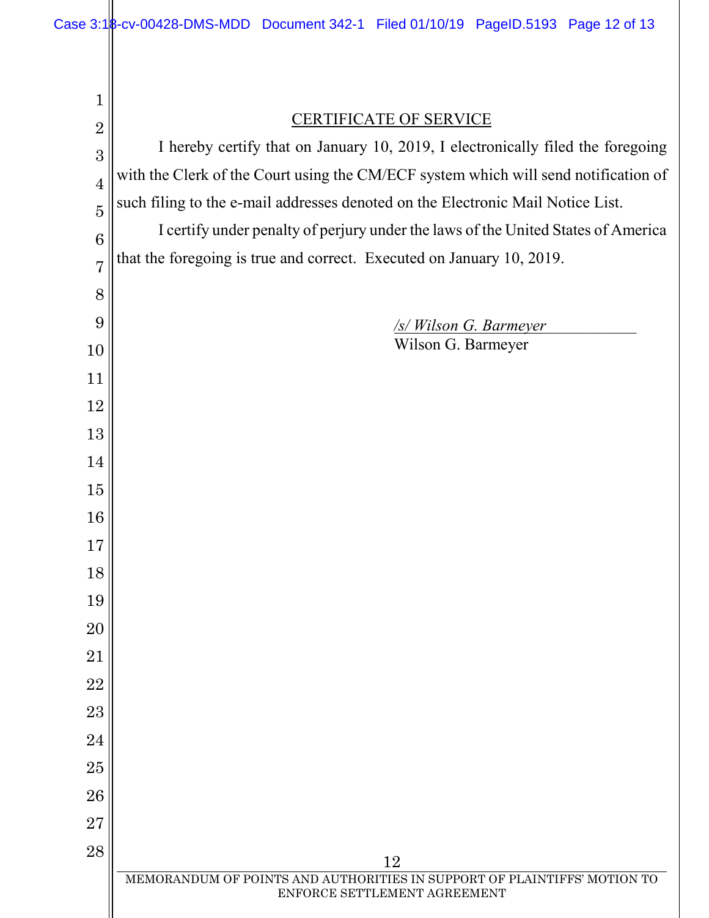## CERTIFICATE OF SERVICE

I hereby certify that on January 10, 2019, I electronically filed the foregoing with the Clerk of the Court using the CM/ECF system which will send notification of such filing to the e-mail addresses denoted on the Electronic Mail Notice List.

I certify under penalty of perjury under the laws of the United States of America that the foregoing is true and correct. Executed on January 10, 2019.

*/s/ Wilson G. Barmeyer*
Wilson G. Barmeyer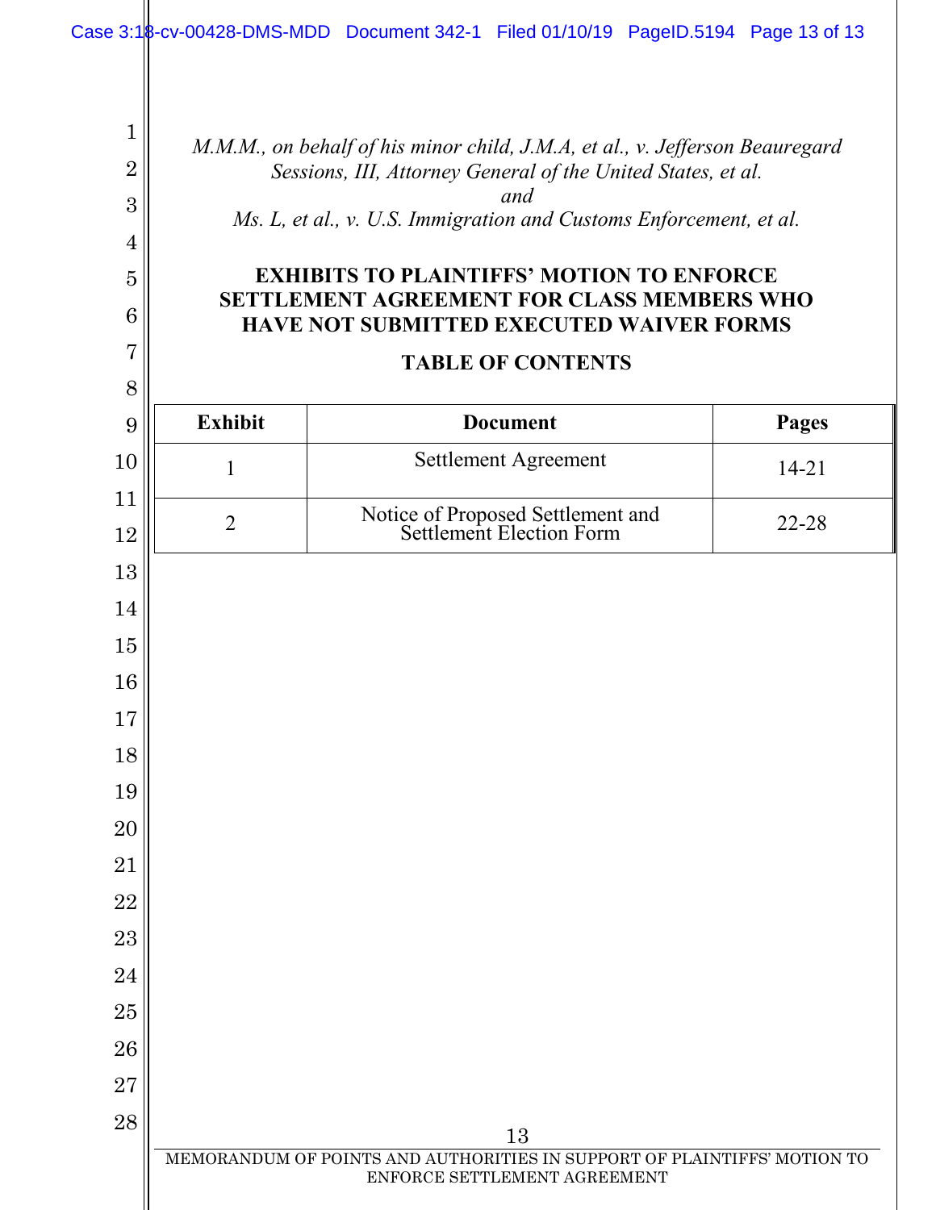*M.M.M., on behalf of his minor child, J.M.A, et al., v. Jefferson Beauregard Sessions, III, Attorney General of the United States, et al.*
*and*
*Ms. L, et al., v. U.S. Immigration and Customs Enforcement, et al.*

**EXHIBITS TO PLAINTIFFS' MOTION TO ENFORCE SETTLEMENT AGREEMENT FOR CLASS MEMBERS WHO HAVE NOT SUBMITTED EXECUTED WAIVER FORMS**

**TABLE OF CONTENTS**

| Exhibit | Document | Pages |
|---|---|---|
| 1 | Settlement Agreement | 14-21 |
| 2 | Notice of Proposed Settlement and Settlement Election Form | 22-28 |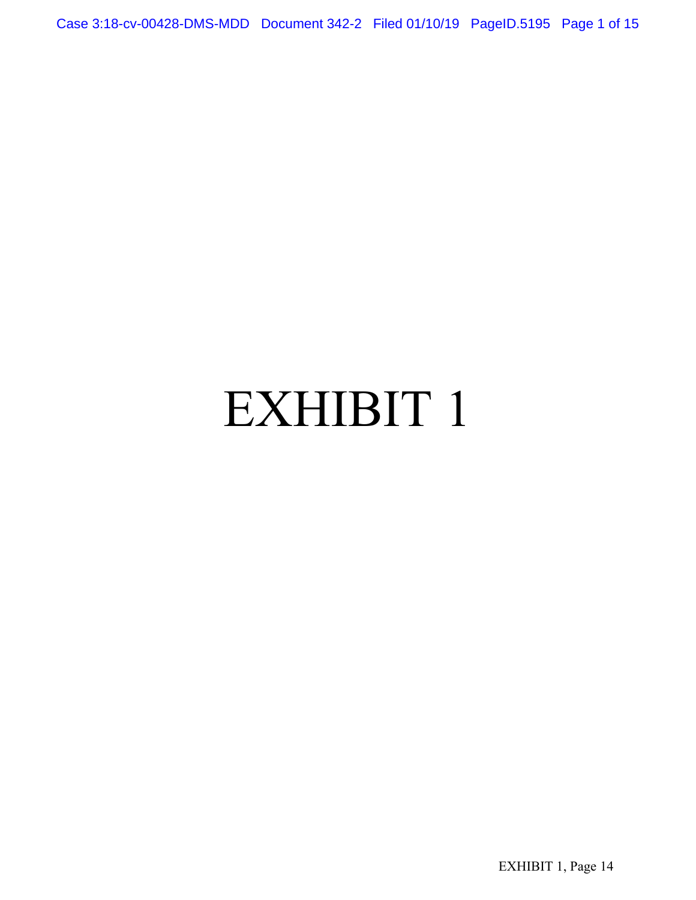# EXHIBIT 1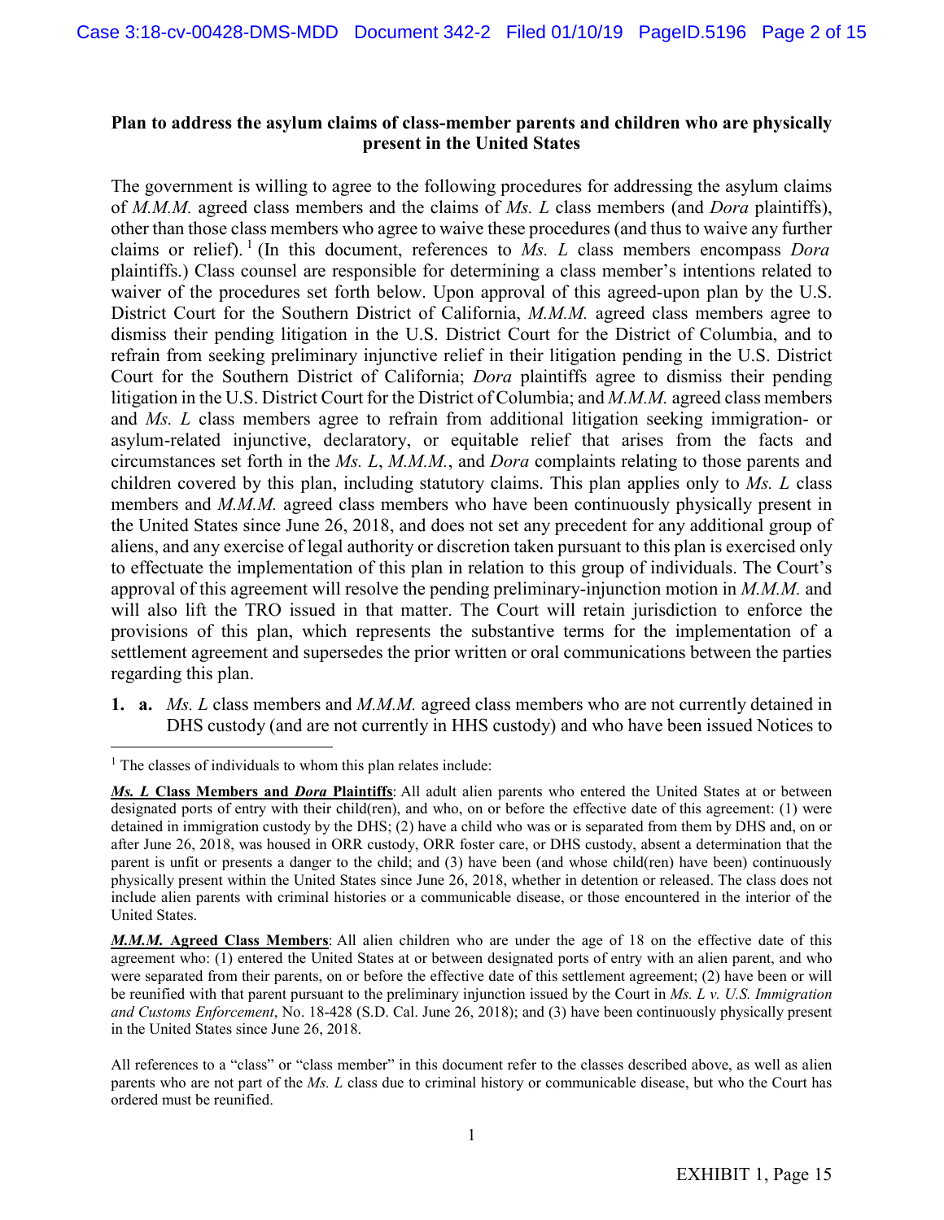**Plan to address the asylum claims of class-member parents and children who are physically present in the United States**

The government is willing to agree to the following procedures for addressing the asylum claims of *M.M.M.* agreed class members and the claims of *Ms. L* class members (and *Dora* plaintiffs), other than those class members who agree to waive these procedures (and thus to waive any further claims or relief).[1] (In this document, references to *Ms. L* class members encompass *Dora* plaintiffs.) Class counsel are responsible for determining a class member's intentions related to waiver of the procedures set forth below. Upon approval of this agreed-upon plan by the U.S. District Court for the Southern District of California, *M.M.M.* agreed class members agree to dismiss their pending litigation in the U.S. District Court for the District of Columbia, and to refrain from seeking preliminary injunctive relief in their litigation pending in the U.S. District Court for the Southern District of California; *Dora* plaintiffs agree to dismiss their pending litigation in the U.S. District Court for the District of Columbia; and *M.M.M.* agreed class members and *Ms. L* class members agree to refrain from additional litigation seeking immigration- or asylum-related injunctive, declaratory, or equitable relief that arises from the facts and circumstances set forth in the *Ms. L*, *M.M.M.*, and *Dora* complaints relating to those parents and children covered by this plan, including statutory claims. This plan applies only to *Ms. L* class members and *M.M.M.* agreed class members who have been continuously physically present in the United States since June 26, 2018, and does not set any precedent for any additional group of aliens, and any exercise of legal authority or discretion taken pursuant to this plan is exercised only to effectuate the implementation of this plan in relation to this group of individuals. The Court's approval of this agreement will resolve the pending preliminary-injunction motion in *M.M.M.* and will also lift the TRO issued in that matter. The Court will retain jurisdiction to enforce the provisions of this plan, which represents the substantive terms for the implementation of a settlement agreement and supersedes the prior written or oral communications between the parties regarding this plan.

1. **a.** *Ms. L* class members and *M.M.M.* agreed class members who are not currently detained in DHS custody (and are not currently in HHS custody) and who have been issued Notices to

---

[1] The classes of individuals to whom this plan relates include:

***Ms. L* Class Members and *Dora* Plaintiffs**: All adult alien parents who entered the United States at or between designated ports of entry with their child(ren), and who, on or before the effective date of this agreement: (1) were detained in immigration custody by the DHS; (2) have a child who was or is separated from them by DHS and, on or after June 26, 2018, was housed in ORR custody, ORR foster care, or DHS custody, absent a determination that the parent is unfit or presents a danger to the child; and (3) have been (and whose child(ren) have been) continuously physically present within the United States since June 26, 2018, whether in detention or released. The class does not include alien parents with criminal histories or a communicable disease, or those encountered in the interior of the United States.

***M.M.M.* Agreed Class Members**: All alien children who are under the age of 18 on the effective date of this agreement who: (1) entered the United States at or between designated ports of entry with an alien parent, and who were separated from their parents, on or before the effective date of this settlement agreement; (2) have been or will be reunified with that parent pursuant to the preliminary injunction issued by the Court in *Ms. L v. U.S. Immigration and Customs Enforcement*, No. 18-428 (S.D. Cal. June 26, 2018); and (3) have been continuously physically present in the United States since June 26, 2018.

All references to a "class" or "class member" in this document refer to the classes described above, as well as alien parents who are not part of the *Ms. L* class due to criminal history or communicable disease, but who the Court has ordered must be reunified.

EXHIBIT 1, Page 15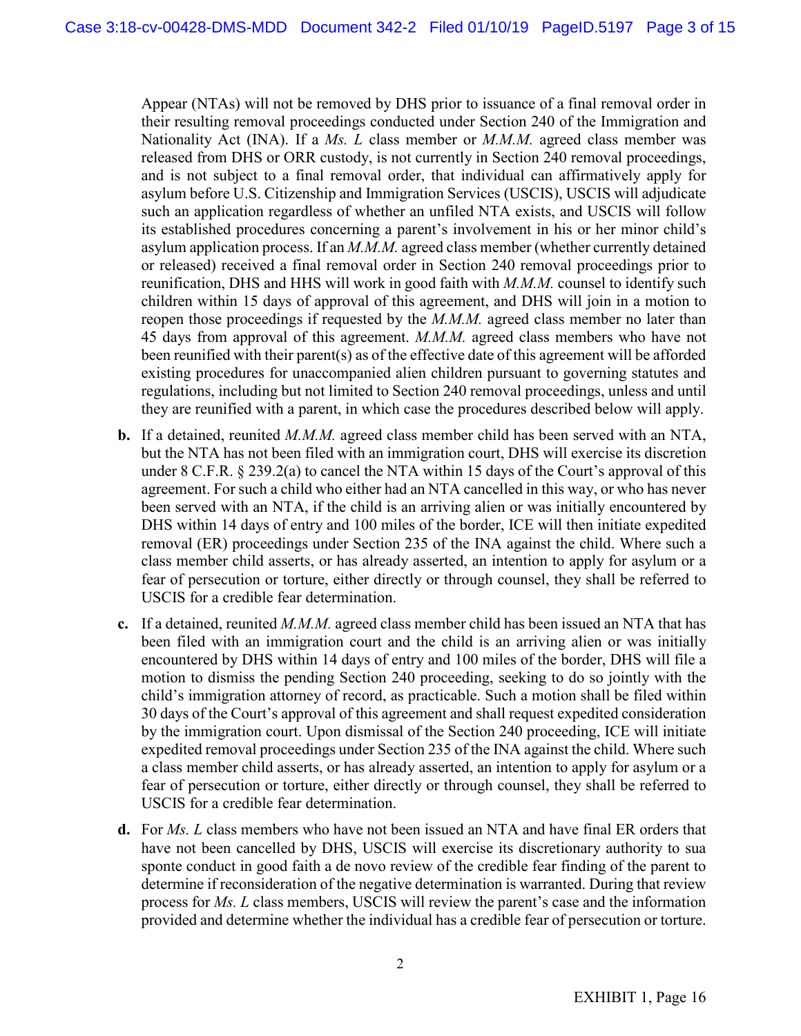Appear (NTAs) will not be removed by DHS prior to issuance of a final removal order in their resulting removal proceedings conducted under Section 240 of the Immigration and Nationality Act (INA). If a *Ms. L* class member or *M.M.M.* agreed class member was released from DHS or ORR custody, is not currently in Section 240 removal proceedings, and is not subject to a final removal order, that individual can affirmatively apply for asylum before U.S. Citizenship and Immigration Services (USCIS), USCIS will adjudicate such an application regardless of whether an unfiled NTA exists, and USCIS will follow its established procedures concerning a parent's involvement in his or her minor child's asylum application process. If an *M.M.M.* agreed class member (whether currently detained or released) received a final removal order in Section 240 removal proceedings prior to reunification, DHS and HHS will work in good faith with *M.M.M.* counsel to identify such children within 15 days of approval of this agreement, and DHS will join in a motion to reopen those proceedings if requested by the *M.M.M.* agreed class member no later than 45 days from approval of this agreement. *M.M.M.* agreed class members who have not been reunified with their parent(s) as of the effective date of this agreement will be afforded existing procedures for unaccompanied alien children pursuant to governing statutes and regulations, including but not limited to Section 240 removal proceedings, unless and until they are reunified with a parent, in which case the procedures described below will apply.

**b.** If a detained, reunited *M.M.M.* agreed class member child has been served with an NTA, but the NTA has not been filed with an immigration court, DHS will exercise its discretion under 8 C.F.R. § 239.2(a) to cancel the NTA within 15 days of the Court's approval of this agreement. For such a child who either had an NTA cancelled in this way, or who has never been served with an NTA, if the child is an arriving alien or was initially encountered by DHS within 14 days of entry and 100 miles of the border, ICE will then initiate expedited removal (ER) proceedings under Section 235 of the INA against the child. Where such a class member child asserts, or has already asserted, an intention to apply for asylum or a fear of persecution or torture, either directly or through counsel, they shall be referred to USCIS for a credible fear determination.

**c.** If a detained, reunited *M.M.M.* agreed class member child has been issued an NTA that has been filed with an immigration court and the child is an arriving alien or was initially encountered by DHS within 14 days of entry and 100 miles of the border, DHS will file a motion to dismiss the pending Section 240 proceeding, seeking to do so jointly with the child's immigration attorney of record, as practicable. Such a motion shall be filed within 30 days of the Court's approval of this agreement and shall request expedited consideration by the immigration court. Upon dismissal of the Section 240 proceeding, ICE will initiate expedited removal proceedings under Section 235 of the INA against the child. Where such a class member child asserts, or has already asserted, an intention to apply for asylum or a fear of persecution or torture, either directly or through counsel, they shall be referred to USCIS for a credible fear determination.

**d.** For *Ms. L* class members who have not been issued an NTA and have final ER orders that have not been cancelled by DHS, USCIS will exercise its discretionary authority to sua sponte conduct in good faith a de novo review of the credible fear finding of the parent to determine if reconsideration of the negative determination is warranted. During that review process for *Ms. L* class members, USCIS will review the parent's case and the information provided and determine whether the individual has a credible fear of persecution or torture.

EXHIBIT 1, Page 16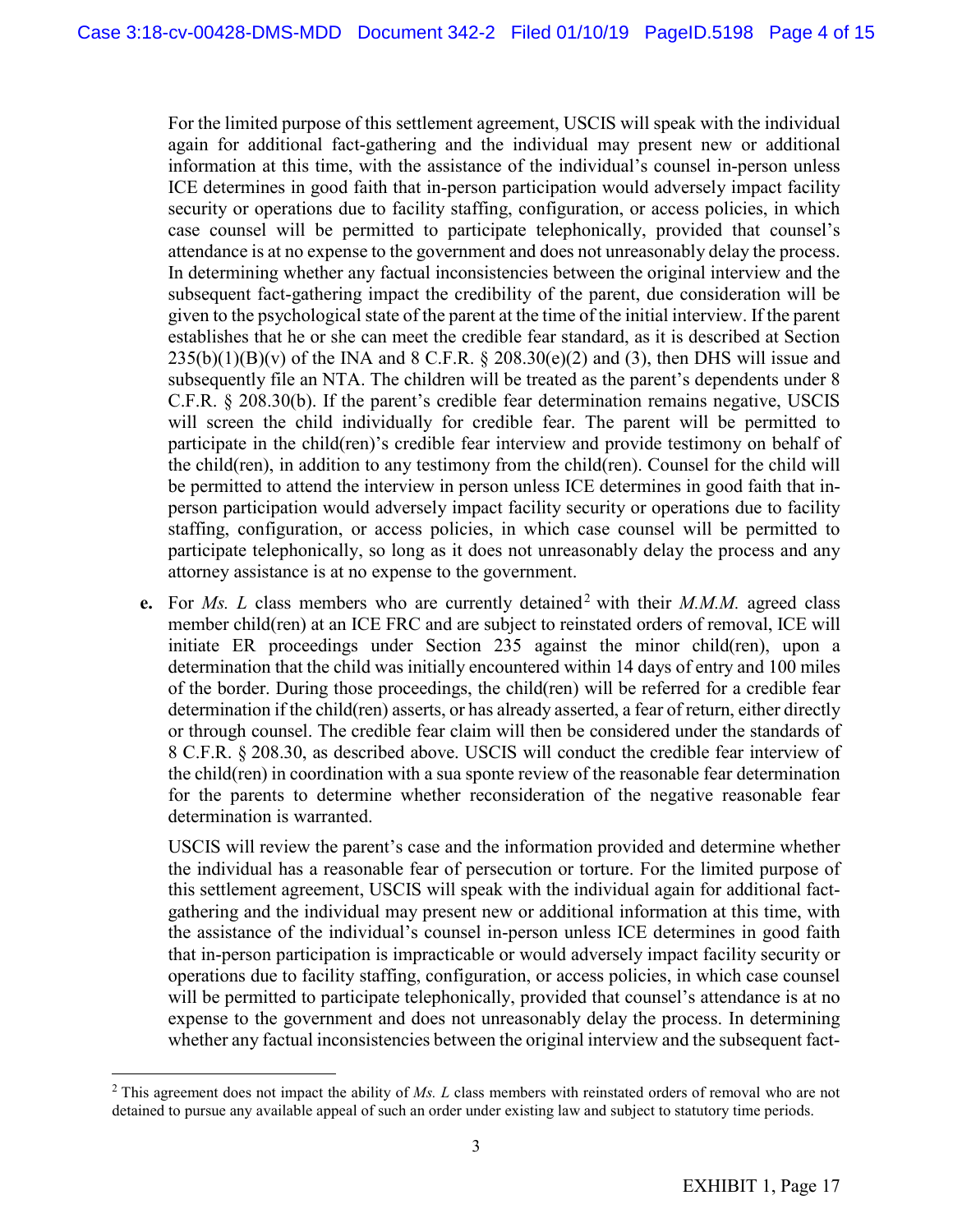For the limited purpose of this settlement agreement, USCIS will speak with the individual again for additional fact-gathering and the individual may present new or additional information at this time, with the assistance of the individual's counsel in-person unless ICE determines in good faith that in-person participation would adversely impact facility security or operations due to facility staffing, configuration, or access policies, in which case counsel will be permitted to participate telephonically, provided that counsel's attendance is at no expense to the government and does not unreasonably delay the process. In determining whether any factual inconsistencies between the original interview and the subsequent fact-gathering impact the credibility of the parent, due consideration will be given to the psychological state of the parent at the time of the initial interview. If the parent establishes that he or she can meet the credible fear standard, as it is described at Section 235(b)(1)(B)(v) of the INA and 8 C.F.R. § 208.30(e)(2) and (3), then DHS will issue and subsequently file an NTA. The children will be treated as the parent's dependents under 8 C.F.R. § 208.30(b). If the parent's credible fear determination remains negative, USCIS will screen the child individually for credible fear. The parent will be permitted to participate in the child(ren)'s credible fear interview and provide testimony on behalf of the child(ren), in addition to any testimony from the child(ren). Counsel for the child will be permitted to attend the interview in person unless ICE determines in good faith that in-person participation would adversely impact facility security or operations due to facility staffing, configuration, or access policies, in which case counsel will be permitted to participate telephonically, so long as it does not unreasonably delay the process and any attorney assistance is at no expense to the government.

**e.** For *Ms. L* class members who are currently detained[2] with their *M.M.M.* agreed class member child(ren) at an ICE FRC and are subject to reinstated orders of removal, ICE will initiate ER proceedings under Section 235 against the minor child(ren), upon a determination that the child was initially encountered within 14 days of entry and 100 miles of the border. During those proceedings, the child(ren) will be referred for a credible fear determination if the child(ren) asserts, or has already asserted, a fear of return, either directly or through counsel. The credible fear claim will then be considered under the standards of 8 C.F.R. § 208.30, as described above. USCIS will conduct the credible fear interview of the child(ren) in coordination with a sua sponte review of the reasonable fear determination for the parents to determine whether reconsideration of the negative reasonable fear determination is warranted.

USCIS will review the parent's case and the information provided and determine whether the individual has a reasonable fear of persecution or torture. For the limited purpose of this settlement agreement, USCIS will speak with the individual again for additional fact-gathering and the individual may present new or additional information at this time, with the assistance of the individual's counsel in-person unless ICE determines in good faith that in-person participation is impracticable or would adversely impact facility security or operations due to facility staffing, configuration, or access policies, in which case counsel will be permitted to participate telephonically, provided that counsel's attendance is at no expense to the government and does not unreasonably delay the process. In determining whether any factual inconsistencies between the original interview and the subsequent fact-

[2] This agreement does not impact the ability of *Ms. L* class members with reinstated orders of removal who are not detained to pursue any available appeal of such an order under existing law and subject to statutory time periods.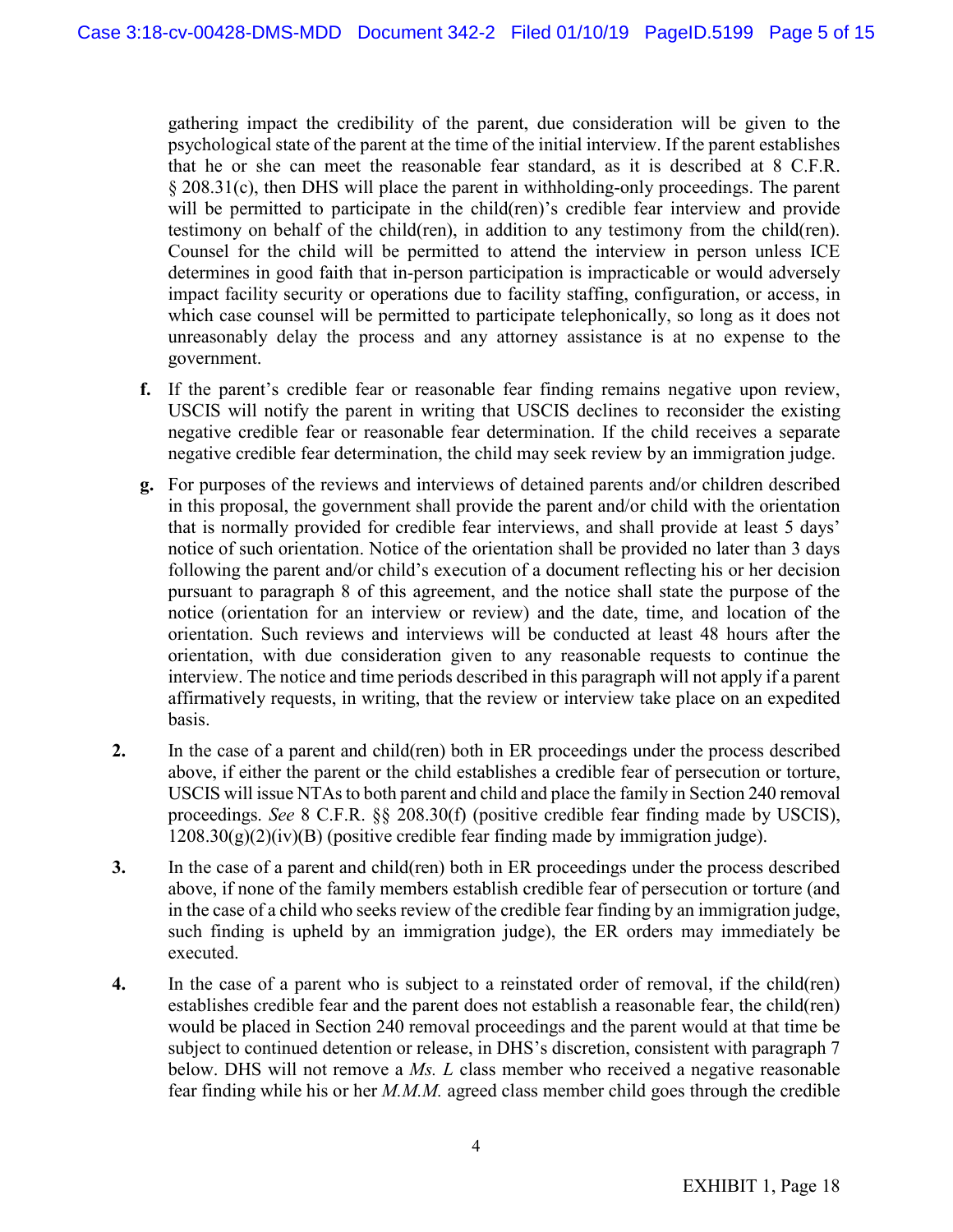gathering impact the credibility of the parent, due consideration will be given to the psychological state of the parent at the time of the initial interview. If the parent establishes that he or she can meet the reasonable fear standard, as it is described at 8 C.F.R. § 208.31(c), then DHS will place the parent in withholding-only proceedings. The parent will be permitted to participate in the child(ren)'s credible fear interview and provide testimony on behalf of the child(ren), in addition to any testimony from the child(ren). Counsel for the child will be permitted to attend the interview in person unless ICE determines in good faith that in-person participation is impracticable or would adversely impact facility security or operations due to facility staffing, configuration, or access, in which case counsel will be permitted to participate telephonically, so long as it does not unreasonably delay the process and any attorney assistance is at no expense to the government.

**f.** If the parent's credible fear or reasonable fear finding remains negative upon review, USCIS will notify the parent in writing that USCIS declines to reconsider the existing negative credible fear or reasonable fear determination. If the child receives a separate negative credible fear determination, the child may seek review by an immigration judge.

**g.** For purposes of the reviews and interviews of detained parents and/or children described in this proposal, the government shall provide the parent and/or child with the orientation that is normally provided for credible fear interviews, and shall provide at least 5 days' notice of such orientation. Notice of the orientation shall be provided no later than 3 days following the parent and/or child's execution of a document reflecting his or her decision pursuant to paragraph 8 of this agreement, and the notice shall state the purpose of the notice (orientation for an interview or review) and the date, time, and location of the orientation. Such reviews and interviews will be conducted at least 48 hours after the orientation, with due consideration given to any reasonable requests to continue the interview. The notice and time periods described in this paragraph will not apply if a parent affirmatively requests, in writing, that the review or interview take place on an expedited basis.

**2.** In the case of a parent and child(ren) both in ER proceedings under the process described above, if either the parent or the child establishes a credible fear of persecution or torture, USCIS will issue NTAs to both parent and child and place the family in Section 240 removal proceedings. *See* 8 C.F.R. §§ 208.30(f) (positive credible fear finding made by USCIS), 1208.30(g)(2)(iv)(B) (positive credible fear finding made by immigration judge).

**3.** In the case of a parent and child(ren) both in ER proceedings under the process described above, if none of the family members establish credible fear of persecution or torture (and in the case of a child who seeks review of the credible fear finding by an immigration judge, such finding is upheld by an immigration judge), the ER orders may immediately be executed.

**4.** In the case of a parent who is subject to a reinstated order of removal, if the child(ren) establishes credible fear and the parent does not establish a reasonable fear, the child(ren) would be placed in Section 240 removal proceedings and the parent would at that time be subject to continued detention or release, in DHS's discretion, consistent with paragraph 7 below. DHS will not remove a *Ms. L* class member who received a negative reasonable fear finding while his or her *M.M.M.* agreed class member child goes through the credible

EXHIBIT 1, Page 18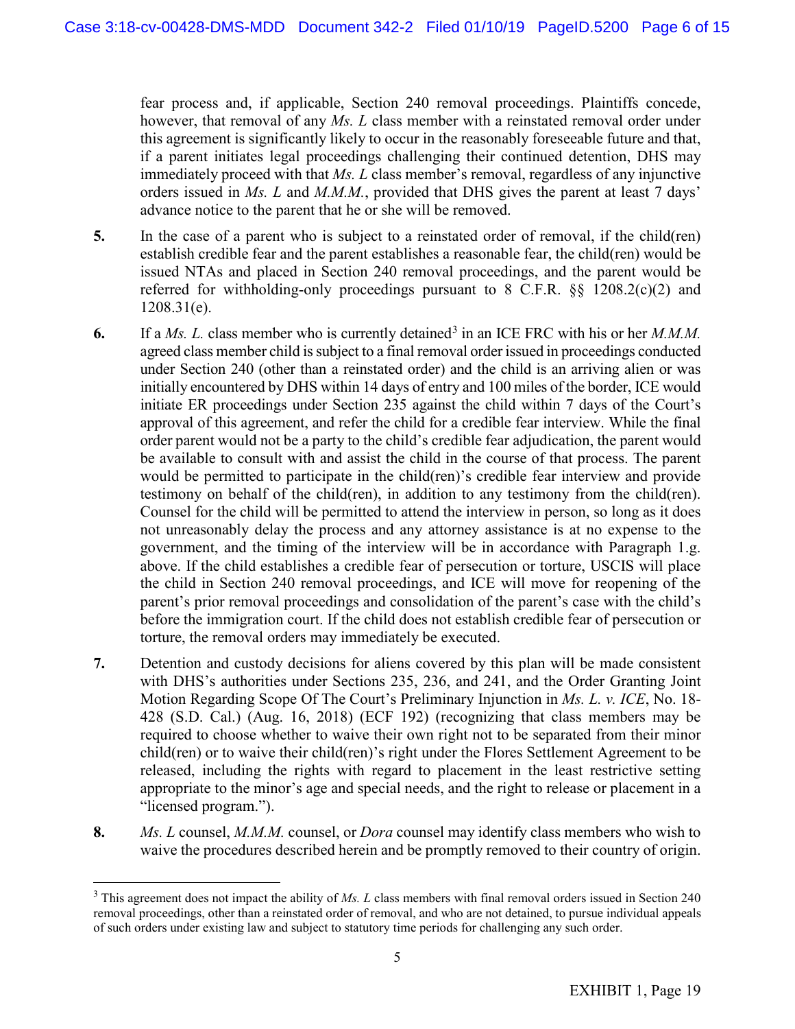fear process and, if applicable, Section 240 removal proceedings. Plaintiffs concede, however, that removal of any *Ms. L* class member with a reinstated removal order under this agreement is significantly likely to occur in the reasonably foreseeable future and that, if a parent initiates legal proceedings challenging their continued detention, DHS may immediately proceed with that *Ms. L* class member's removal, regardless of any injunctive orders issued in *Ms. L* and *M.M.M.*, provided that DHS gives the parent at least 7 days' advance notice to the parent that he or she will be removed.

**5.** In the case of a parent who is subject to a reinstated order of removal, if the child(ren) establish credible fear and the parent establishes a reasonable fear, the child(ren) would be issued NTAs and placed in Section 240 removal proceedings, and the parent would be referred for withholding-only proceedings pursuant to 8 C.F.R. §§ 1208.2(c)(2) and 1208.31(e).

**6.** If a *Ms. L.* class member who is currently detained[3] in an ICE FRC with his or her *M.M.M.* agreed class member child is subject to a final removal order issued in proceedings conducted under Section 240 (other than a reinstated order) and the child is an arriving alien or was initially encountered by DHS within 14 days of entry and 100 miles of the border, ICE would initiate ER proceedings under Section 235 against the child within 7 days of the Court's approval of this agreement, and refer the child for a credible fear interview. While the final order parent would not be a party to the child's credible fear adjudication, the parent would be available to consult with and assist the child in the course of that process. The parent would be permitted to participate in the child(ren)'s credible fear interview and provide testimony on behalf of the child(ren), in addition to any testimony from the child(ren). Counsel for the child will be permitted to attend the interview in person, so long as it does not unreasonably delay the process and any attorney assistance is at no expense to the government, and the timing of the interview will be in accordance with Paragraph 1.g. above. If the child establishes a credible fear of persecution or torture, USCIS will place the child in Section 240 removal proceedings, and ICE will move for reopening of the parent's prior removal proceedings and consolidation of the parent's case with the child's before the immigration court. If the child does not establish credible fear of persecution or torture, the removal orders may immediately be executed.

**7.** Detention and custody decisions for aliens covered by this plan will be made consistent with DHS's authorities under Sections 235, 236, and 241, and the Order Granting Joint Motion Regarding Scope Of The Court's Preliminary Injunction in *Ms. L. v. ICE*, No. 18-428 (S.D. Cal.) (Aug. 16, 2018) (ECF 192) (recognizing that class members may be required to choose whether to waive their own right not to be separated from their minor child(ren) or to waive their child(ren)'s right under the Flores Settlement Agreement to be released, including the rights with regard to placement in the least restrictive setting appropriate to the minor's age and special needs, and the right to release or placement in a "licensed program.").

**8.** *Ms. L* counsel, *M.M.M.* counsel, or *Dora* counsel may identify class members who wish to waive the procedures described herein and be promptly removed to their country of origin.

---

[3] This agreement does not impact the ability of *Ms. L* class members with final removal orders issued in Section 240 removal proceedings, other than a reinstated order of removal, and who are not detained, to pursue individual appeals of such orders under existing law and subject to statutory time periods for challenging any such order.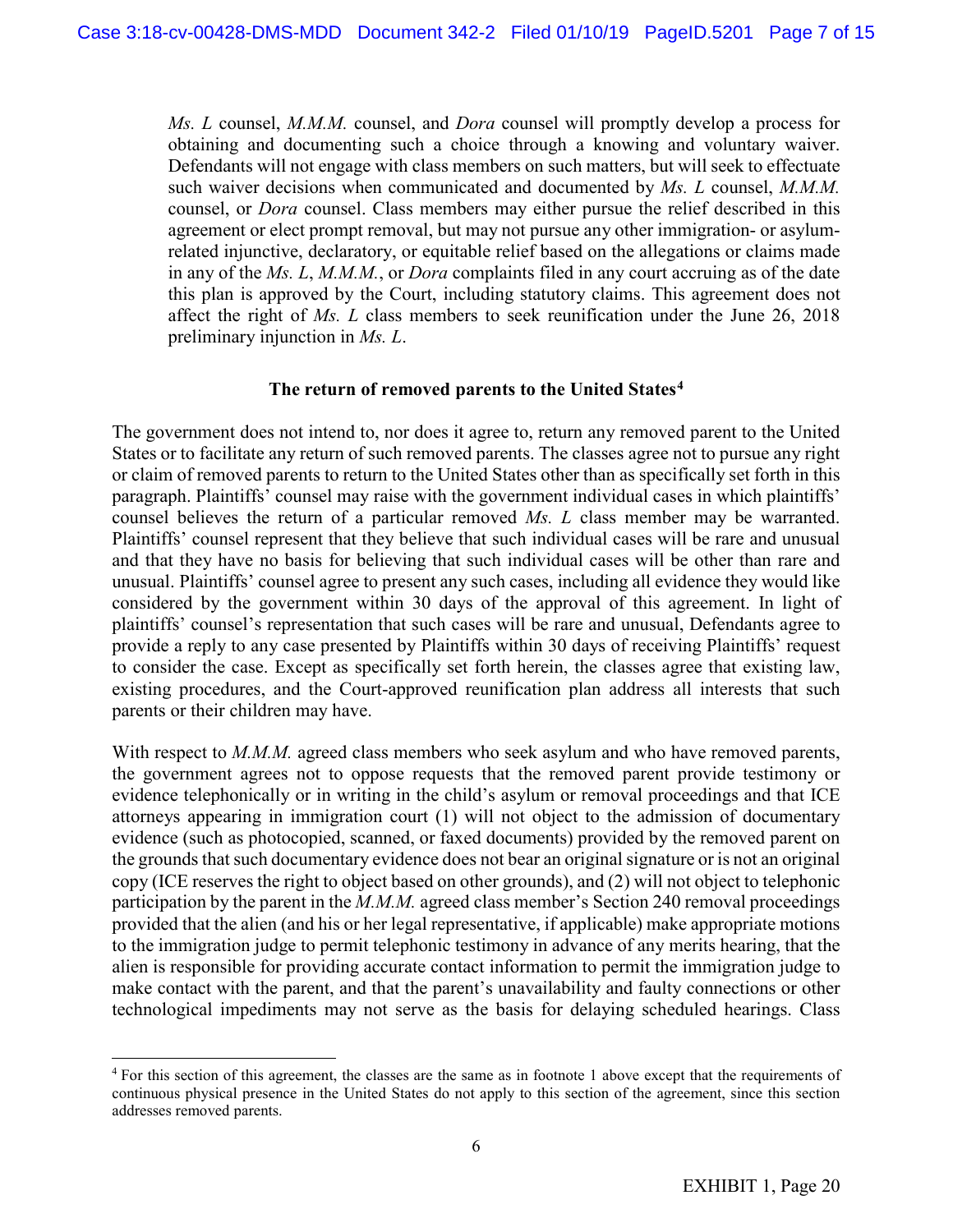*Ms. L* counsel, *M.M.M.* counsel, and *Dora* counsel will promptly develop a process for obtaining and documenting such a choice through a knowing and voluntary waiver. Defendants will not engage with class members on such matters, but will seek to effectuate such waiver decisions when communicated and documented by *Ms. L* counsel, *M.M.M.* counsel, or *Dora* counsel. Class members may either pursue the relief described in this agreement or elect prompt removal, but may not pursue any other immigration- or asylum-related injunctive, declaratory, or equitable relief based on the allegations or claims made in any of the *Ms. L*, *M.M.M.*, or *Dora* complaints filed in any court accruing as of the date this plan is approved by the Court, including statutory claims. This agreement does not affect the right of *Ms. L* class members to seek reunification under the June 26, 2018 preliminary injunction in *Ms. L*.

### The return of removed parents to the United States[4]

The government does not intend to, nor does it agree to, return any removed parent to the United States or to facilitate any return of such removed parents. The classes agree not to pursue any right or claim of removed parents to return to the United States other than as specifically set forth in this paragraph. Plaintiffs' counsel may raise with the government individual cases in which plaintiffs' counsel believes the return of a particular removed *Ms. L* class member may be warranted. Plaintiffs' counsel represent that they believe that such individual cases will be rare and unusual and that they have no basis for believing that such individual cases will be other than rare and unusual. Plaintiffs' counsel agree to present any such cases, including all evidence they would like considered by the government within 30 days of the approval of this agreement. In light of plaintiffs' counsel's representation that such cases will be rare and unusual, Defendants agree to provide a reply to any case presented by Plaintiffs within 30 days of receiving Plaintiffs' request to consider the case. Except as specifically set forth herein, the classes agree that existing law, existing procedures, and the Court-approved reunification plan address all interests that such parents or their children may have.

With respect to *M.M.M.* agreed class members who seek asylum and who have removed parents, the government agrees not to oppose requests that the removed parent provide testimony or evidence telephonically or in writing in the child's asylum or removal proceedings and that ICE attorneys appearing in immigration court (1) will not object to the admission of documentary evidence (such as photocopied, scanned, or faxed documents) provided by the removed parent on the grounds that such documentary evidence does not bear an original signature or is not an original copy (ICE reserves the right to object based on other grounds), and (2) will not object to telephonic participation by the parent in the *M.M.M.* agreed class member's Section 240 removal proceedings provided that the alien (and his or her legal representative, if applicable) make appropriate motions to the immigration judge to permit telephonic testimony in advance of any merits hearing, that the alien is responsible for providing accurate contact information to permit the immigration judge to make contact with the parent, and that the parent's unavailability and faulty connections or other technological impediments may not serve as the basis for delaying scheduled hearings. Class

[4] For this section of this agreement, the classes are the same as in footnote 1 above except that the requirements of continuous physical presence in the United States do not apply to this section of the agreement, since this section addresses removed parents.

EXHIBIT 1, Page 20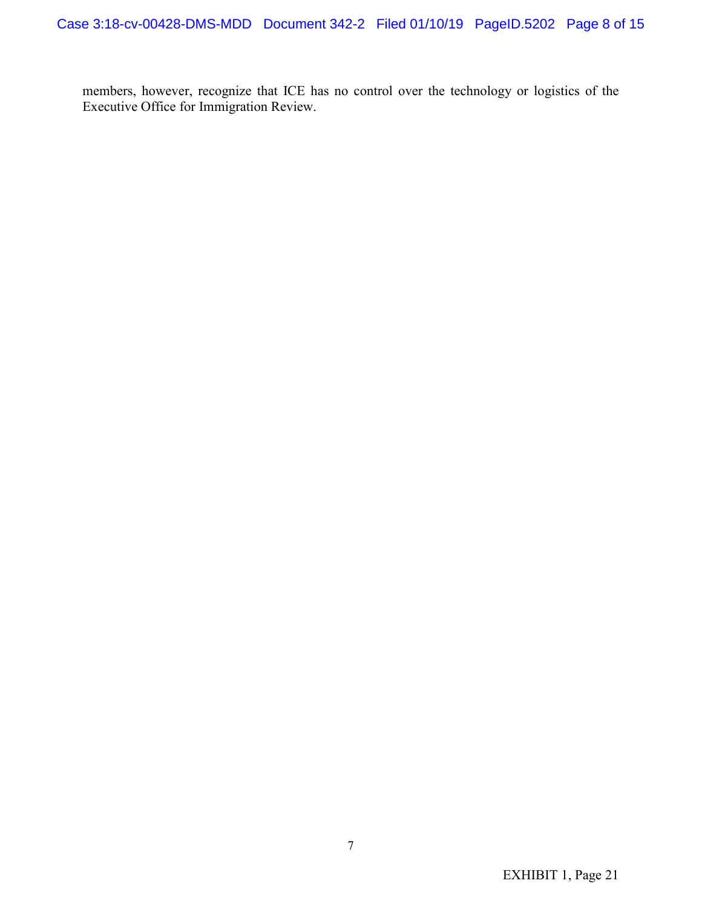members, however, recognize that ICE has no control over the technology or logistics of the Executive Office for Immigration Review.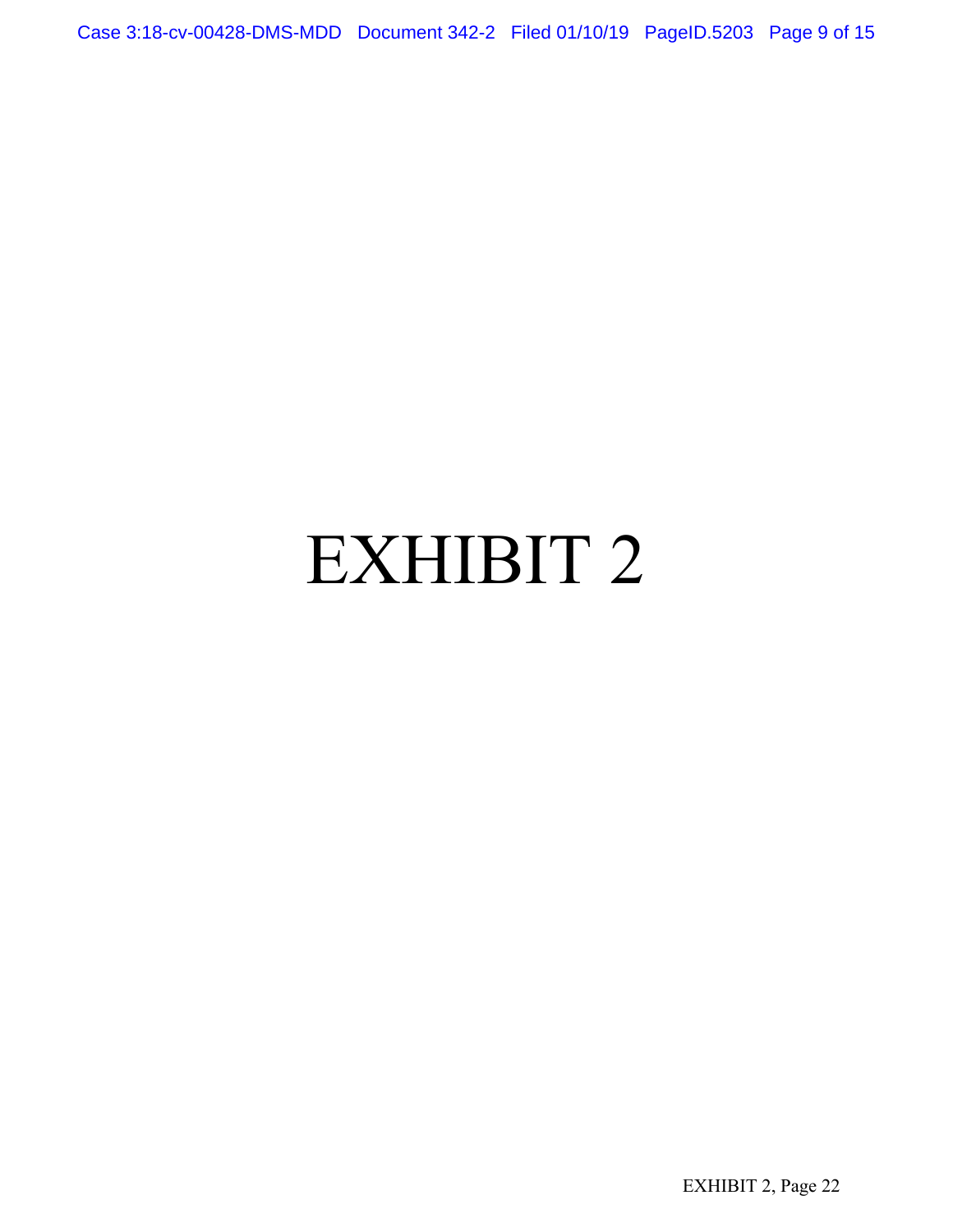# EXHIBIT 2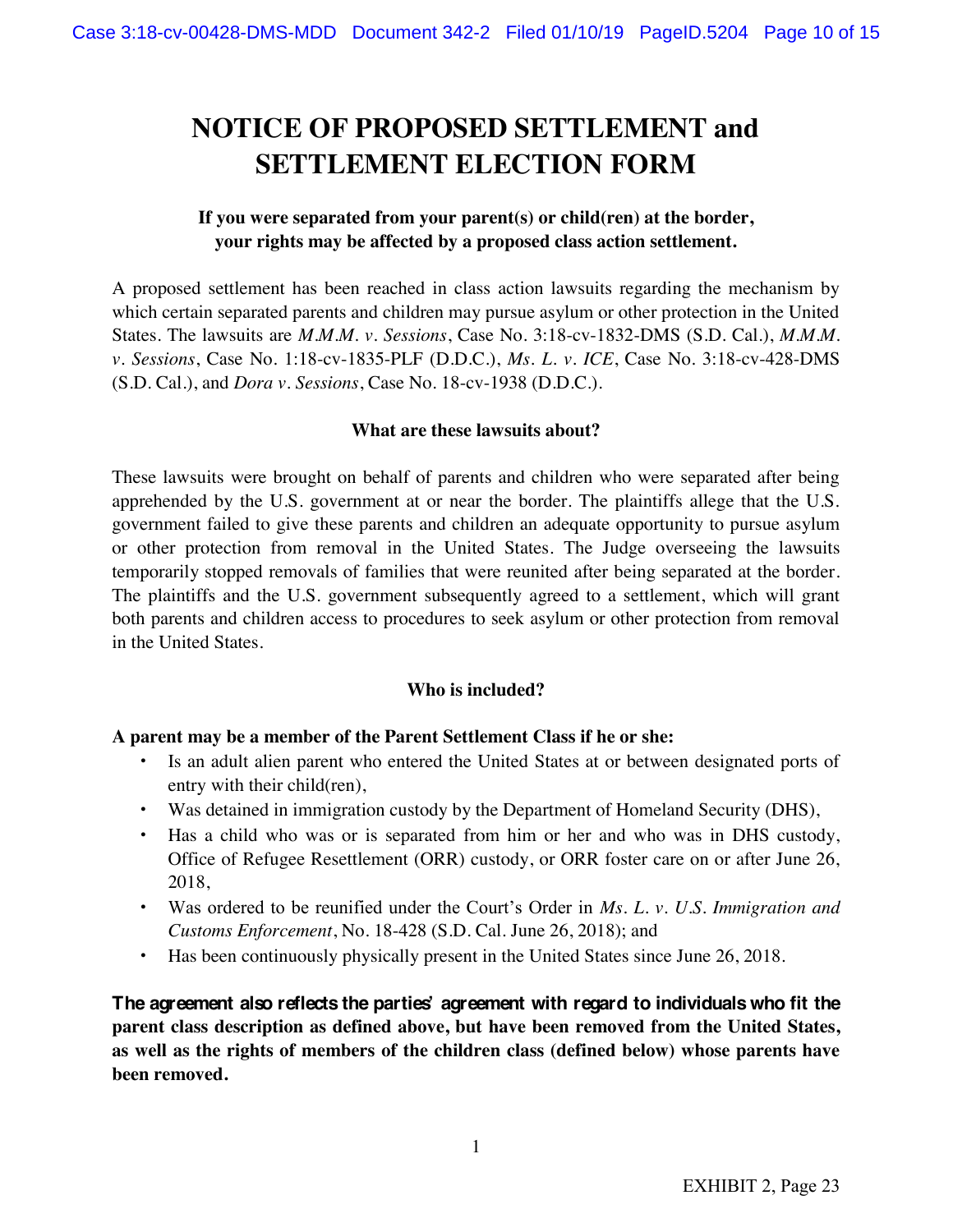# NOTICE OF PROPOSED SETTLEMENT and SETTLEMENT ELECTION FORM

**If you were separated from your parent(s) or child(ren) at the border, your rights may be affected by a proposed class action settlement.**

A proposed settlement has been reached in class action lawsuits regarding the mechanism by which certain separated parents and children may pursue asylum or other protection in the United States. The lawsuits are *M.M.M. v. Sessions*, Case No. 3:18-cv-1832-DMS (S.D. Cal.), *M.M.M. v. Sessions*, Case No. 1:18-cv-1835-PLF (D.D.C.), *Ms. L. v. ICE*, Case No. 3:18-cv-428-DMS (S.D. Cal.), and *Dora v. Sessions*, Case No. 18-cv-1938 (D.D.C.).

**What are these lawsuits about?**

These lawsuits were brought on behalf of parents and children who were separated after being apprehended by the U.S. government at or near the border. The plaintiffs allege that the U.S. government failed to give these parents and children an adequate opportunity to pursue asylum or other protection from removal in the United States. The Judge overseeing the lawsuits temporarily stopped removals of families that were reunited after being separated at the border. The plaintiffs and the U.S. government subsequently agreed to a settlement, which will grant both parents and children access to procedures to seek asylum or other protection from removal in the United States.

**Who is included?**

**A parent may be a member of the Parent Settlement Class if he or she:**

- Is an adult alien parent who entered the United States at or between designated ports of entry with their child(ren),
- Was detained in immigration custody by the Department of Homeland Security (DHS),
- Has a child who was or is separated from him or her and who was in DHS custody, Office of Refugee Resettlement (ORR) custody, or ORR foster care on or after June 26, 2018,
- Was ordered to be reunified under the Court's Order in *Ms. L. v. U.S. Immigration and Customs Enforcement*, No. 18-428 (S.D. Cal. June 26, 2018); and
- Has been continuously physically present in the United States since June 26, 2018.

**The agreement also reflects the parties' agreement with regard to individuals who fit the parent class description as defined above, but have been removed from the United States, as well as the rights of members of the children class (defined below) whose parents have been removed.**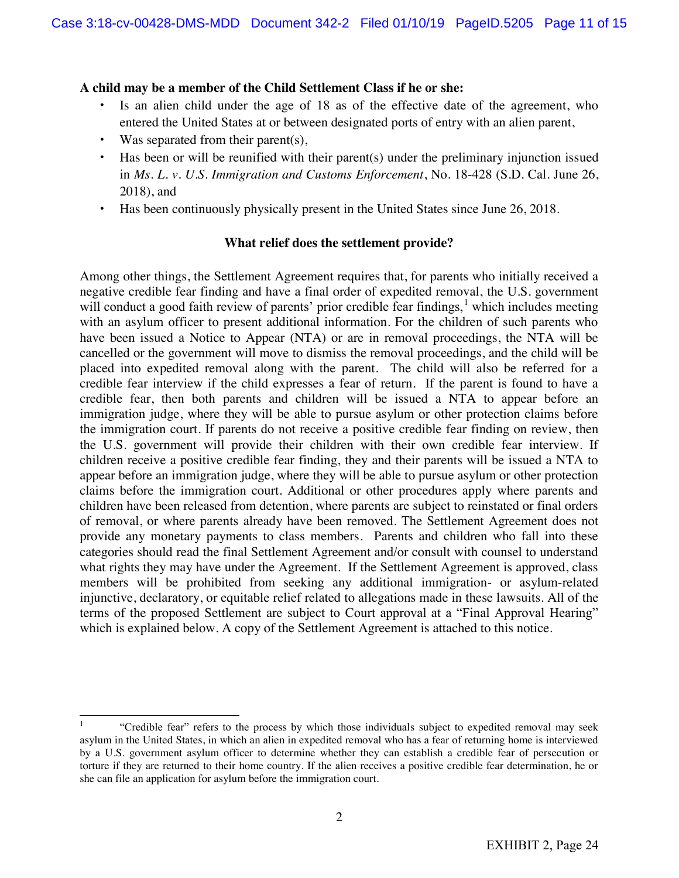**A child may be a member of the Child Settlement Class if he or she:**

- Is an alien child under the age of 18 as of the effective date of the agreement, who entered the United States at or between designated ports of entry with an alien parent,
- Was separated from their parent(s),
- Has been or will be reunified with their parent(s) under the preliminary injunction issued in *Ms. L. v. U.S. Immigration and Customs Enforcement*, No. 18-428 (S.D. Cal. June 26, 2018), and
- Has been continuously physically present in the United States since June 26, 2018.

**What relief does the settlement provide?**

Among other things, the Settlement Agreement requires that, for parents who initially received a negative credible fear finding and have a final order of expedited removal, the U.S. government will conduct a good faith review of parents' prior credible fear findings,[1] which includes meeting with an asylum officer to present additional information. For the children of such parents who have been issued a Notice to Appear (NTA) or are in removal proceedings, the NTA will be cancelled or the government will move to dismiss the removal proceedings, and the child will be placed into expedited removal along with the parent. The child will also be referred for a credible fear interview if the child expresses a fear of return. If the parent is found to have a credible fear, then both parents and children will be issued a NTA to appear before an immigration judge, where they will be able to pursue asylum or other protection claims before the immigration court. If parents do not receive a positive credible fear finding on review, then the U.S. government will provide their children with their own credible fear interview. If children receive a positive credible fear finding, they and their parents will be issued a NTA to appear before an immigration judge, where they will be able to pursue asylum or other protection claims before the immigration court. Additional or other procedures apply where parents and children have been released from detention, where parents are subject to reinstated or final orders of removal, or where parents already have been removed. The Settlement Agreement does not provide any monetary payments to class members. Parents and children who fall into these categories should read the final Settlement Agreement and/or consult with counsel to understand what rights they may have under the Agreement. If the Settlement Agreement is approved, class members will be prohibited from seeking any additional immigration- or asylum-related injunctive, declaratory, or equitable relief related to allegations made in these lawsuits. All of the terms of the proposed Settlement are subject to Court approval at a "Final Approval Hearing" which is explained below. A copy of the Settlement Agreement is attached to this notice.

---

[1] "Credible fear" refers to the process by which those individuals subject to expedited removal may seek asylum in the United States, in which an alien in expedited removal who has a fear of returning home is interviewed by a U.S. government asylum officer to determine whether they can establish a credible fear of persecution or torture if they are returned to their home country. If the alien receives a positive credible fear determination, he or she can file an application for asylum before the immigration court.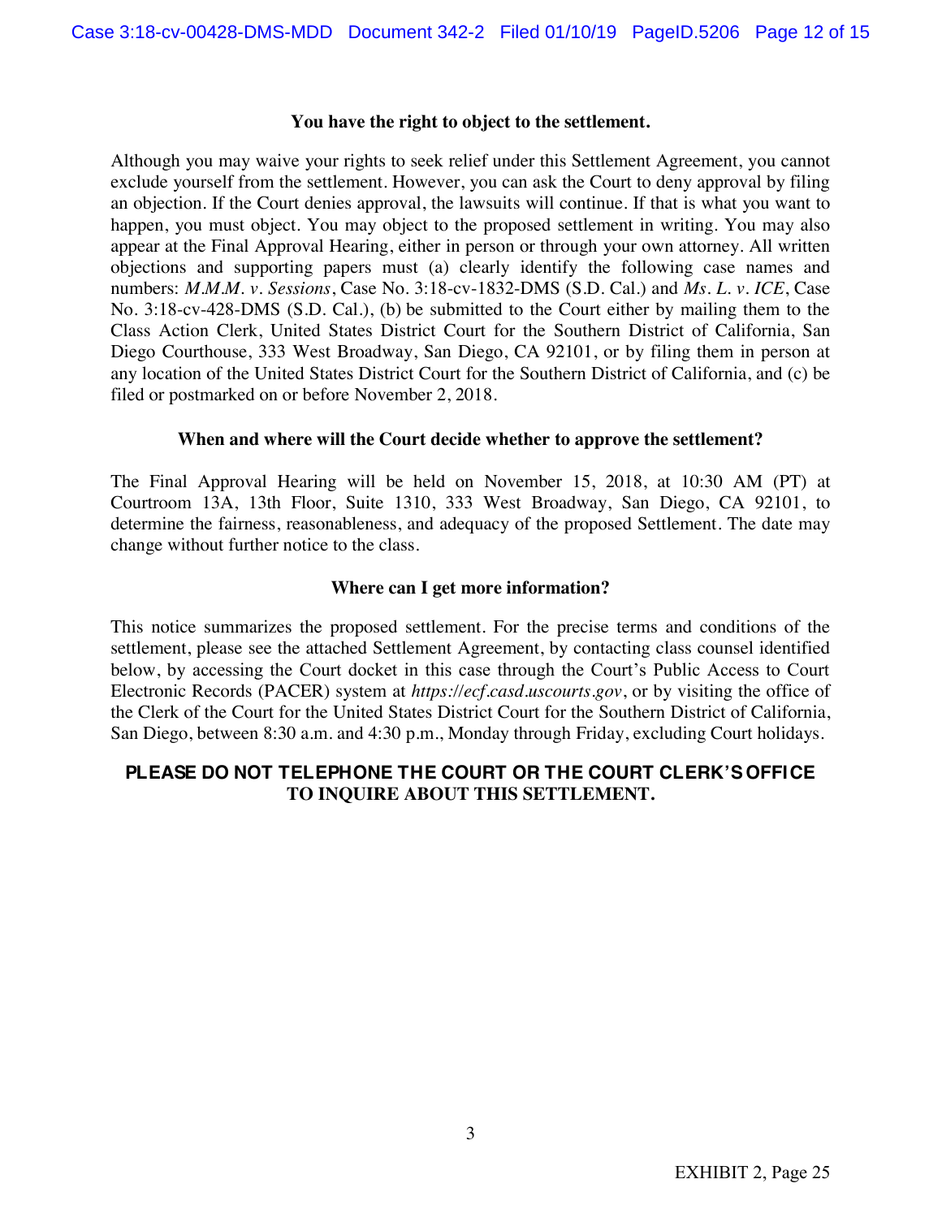### You have the right to object to the settlement.

Although you may waive your rights to seek relief under this Settlement Agreement, you cannot exclude yourself from the settlement. However, you can ask the Court to deny approval by filing an objection. If the Court denies approval, the lawsuits will continue. If that is what you want to happen, you must object. You may object to the proposed settlement in writing. You may also appear at the Final Approval Hearing, either in person or through your own attorney. All written objections and supporting papers must (a) clearly identify the following case names and numbers: *M.M.M. v. Sessions*, Case No. 3:18-cv-1832-DMS (S.D. Cal.) and *Ms. L. v. ICE*, Case No. 3:18-cv-428-DMS (S.D. Cal.), (b) be submitted to the Court either by mailing them to the Class Action Clerk, United States District Court for the Southern District of California, San Diego Courthouse, 333 West Broadway, San Diego, CA 92101, or by filing them in person at any location of the United States District Court for the Southern District of California, and (c) be filed or postmarked on or before November 2, 2018.

### When and where will the Court decide whether to approve the settlement?

The Final Approval Hearing will be held on November 15, 2018, at 10:30 AM (PT) at Courtroom 13A, 13th Floor, Suite 1310, 333 West Broadway, San Diego, CA 92101, to determine the fairness, reasonableness, and adequacy of the proposed Settlement. The date may change without further notice to the class.

### Where can I get more information?

This notice summarizes the proposed settlement. For the precise terms and conditions of the settlement, please see the attached Settlement Agreement, by contacting class counsel identified below, by accessing the Court docket in this case through the Court's Public Access to Court Electronic Records (PACER) system at *https://ecf.casd.uscourts.gov*, or by visiting the office of the Clerk of the Court for the United States District Court for the Southern District of California, San Diego, between 8:30 a.m. and 4:30 p.m., Monday through Friday, excluding Court holidays.

**PLEASE DO NOT TELEPHONE THE COURT OR THE COURT CLERK'S OFFICE TO INQUIRE ABOUT THIS SETTLEMENT.**

EXHIBIT 2, Page 25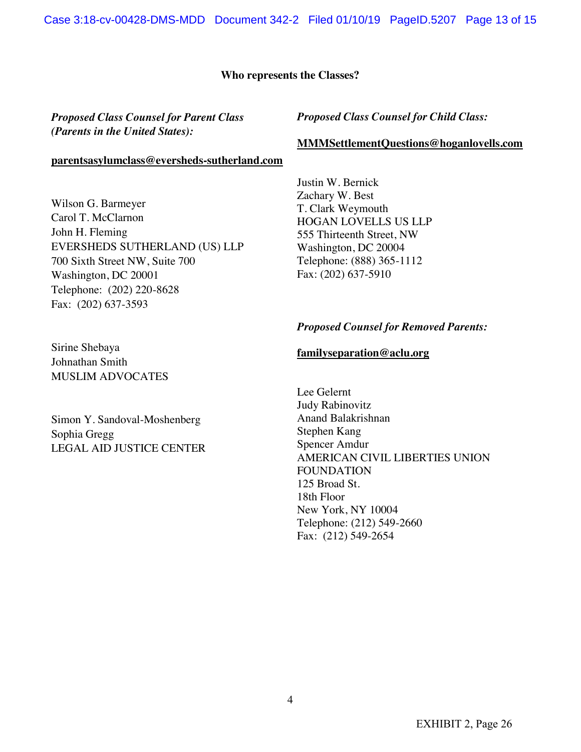**Who represents the Classes?**

***Proposed Class Counsel for Parent Class (Parents in the United States):***

**parentsasylumclass@eversheds-sutherland.com**

Wilson G. Barmeyer
Carol T. McClarnon
John H. Fleming
EVERSHEDS SUTHERLAND (US) LLP
700 Sixth Street NW, Suite 700
Washington, DC 20001
Telephone: (202) 220-8628
Fax: (202) 637-3593

Sirine Shebaya
Johnathan Smith
MUSLIM ADVOCATES

Simon Y. Sandoval-Moshenberg
Sophia Gregg
LEGAL AID JUSTICE CENTER

***Proposed Class Counsel for Child Class:***

**MMMSettlementQuestions@hoganlovells.com**

Justin W. Bernick
Zachary W. Best
T. Clark Weymouth
HOGAN LOVELLS US LLP
555 Thirteenth Street, NW
Washington, DC 20004
Telephone: (888) 365-1112
Fax: (202) 637-5910

***Proposed Counsel for Removed Parents:***

**familyseparation@aclu.org**

Lee Gelernt
Judy Rabinovitz
Anand Balakrishnan
Stephen Kang
Spencer Amdur
AMERICAN CIVIL LIBERTIES UNION FOUNDATION
125 Broad St.
18th Floor
New York, NY 10004
Telephone: (212) 549-2660
Fax: (212) 549-2654

EXHIBIT 2, Page 26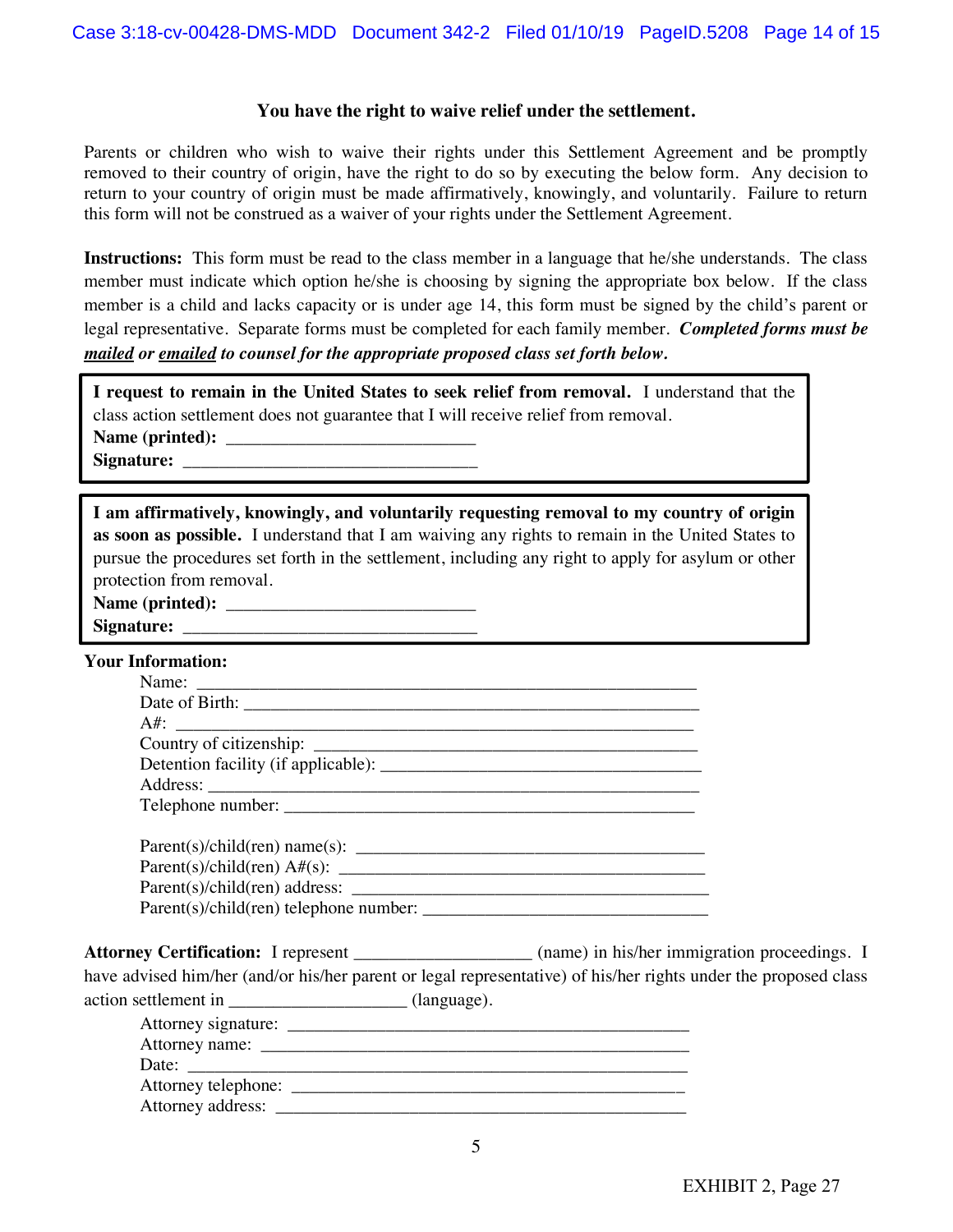**You have the right to waive relief under the settlement.**

Parents or children who wish to waive their rights under this Settlement Agreement and be promptly removed to their country of origin, have the right to do so by executing the below form. Any decision to return to your country of origin must be made affirmatively, knowingly, and voluntarily. Failure to return this form will not be construed as a waiver of your rights under the Settlement Agreement.

**Instructions:** This form must be read to the class member in a language that he/she understands. The class member must indicate which option he/she is choosing by signing the appropriate box below. If the class member is a child and lacks capacity or is under age 14, this form must be signed by the child's parent or legal representative. Separate forms must be completed for each family member. ***Completed forms must be mailed or emailed to counsel for the appropriate proposed class set forth below.***

---

**I request to remain in the United States to seek relief from removal.** I understand that the class action settlement does not guarantee that I will receive relief from removal.

**Name (printed):** ___________________________

**Signature:** ________________________________

---

**I am affirmatively, knowingly, and voluntarily requesting removal to my country of origin as soon as possible.** I understand that I am waiving any rights to remain in the United States to pursue the procedures set forth in the settlement, including any right to apply for asylum or other protection from removal.

**Name (printed):** ___________________________

**Signature:** ________________________________

---

**Your Information:**

Name: _______________________________________________________

Date of Birth: _________________________________________________

A#: _________________________________________________________

Country of citizenship: __________________________________________

Detention facility (if applicable): __________________________________

Address: _____________________________________________________

Telephone number: ______________________________________________

Parent(s)/child(ren) name(s): _______________________________________

Parent(s)/child(ren) A#(s): _________________________________________

Parent(s)/child(ren) address: _______________________________________

Parent(s)/child(ren) telephone number: ______________________________

**Attorney Certification:** I represent ___________________ (name) in his/her immigration proceedings. I have advised him/her (and/or his/her parent or legal representative) of his/her rights under the proposed class action settlement in ___________________ (language).

Attorney signature: ___________________________________________

Attorney name: _______________________________________________

Date: _______________________________________________________

Attorney telephone: ____________________________________________

Attorney address: ______________________________________________

EXHIBIT 2, Page 27